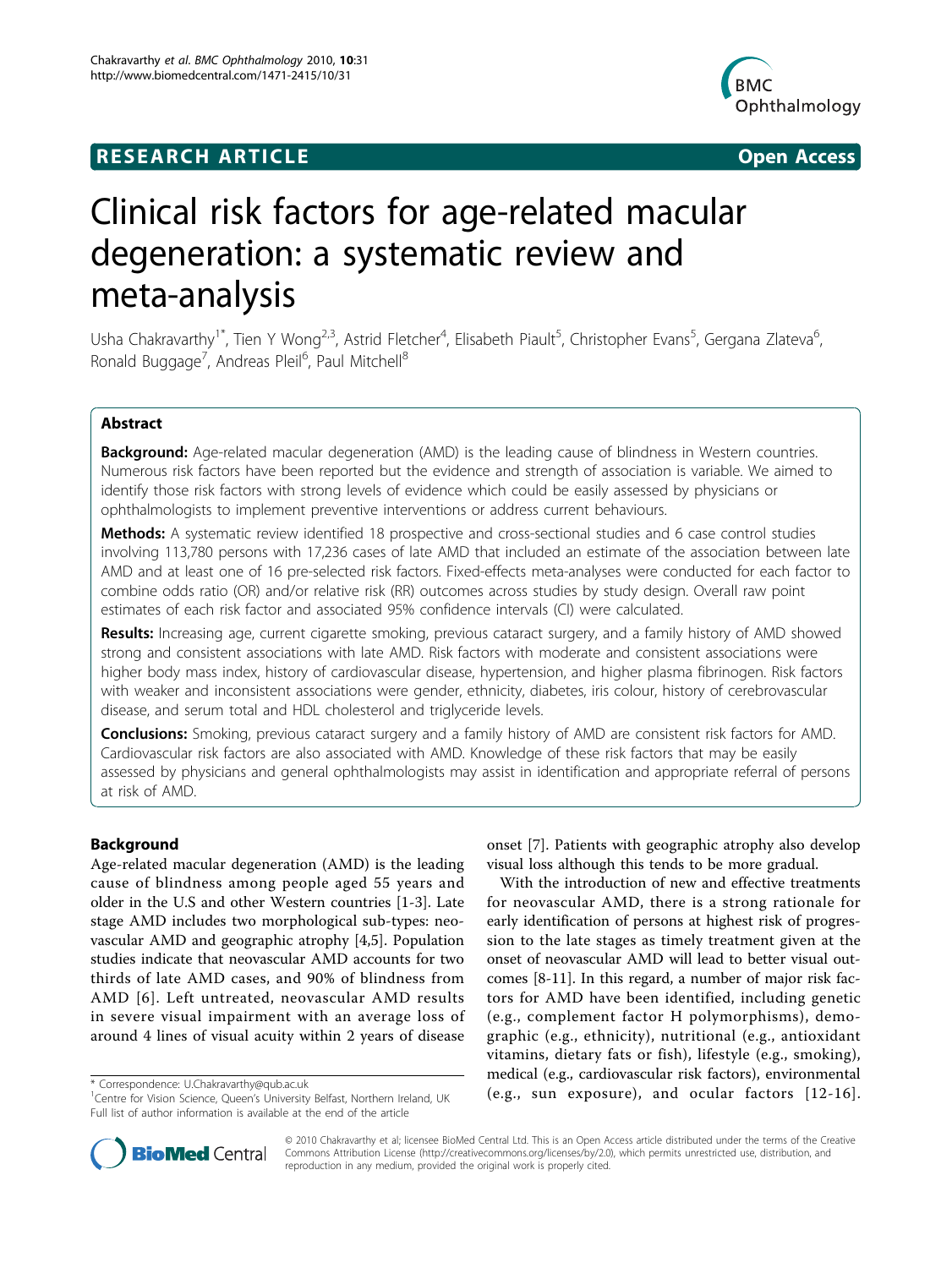RESEARCH ARTICLE Open Access

# Clinical risk factors for age-related macular degeneration: a systematic review and meta-analysis

Usha Chakravarthy[1*], Tien Y Wong[2,3], Astrid Fletcher[4], Elisabeth Piault[5], Christopher Evans[5], Gergana Zlateva[6], Ronald Buggage[7], Andreas Pleil[6], Paul Mitchell[8]

## Abstract

**Background:** Age-related macular degeneration (AMD) is the leading cause of blindness in Western countries. Numerous risk factors have been reported but the evidence and strength of association is variable. We aimed to identify those risk factors with strong levels of evidence which could be easily assessed by physicians or ophthalmologists to implement preventive interventions or address current behaviours.

**Methods:** A systematic review identified 18 prospective and cross-sectional studies and 6 case control studies involving 113,780 persons with 17,236 cases of late AMD that included an estimate of the association between late AMD and at least one of 16 pre-selected risk factors. Fixed-effects meta-analyses were conducted for each factor to combine odds ratio (OR) and/or relative risk (RR) outcomes across studies by study design. Overall raw point estimates of each risk factor and associated 95% confidence intervals (CI) were calculated.

**Results:** Increasing age, current cigarette smoking, previous cataract surgery, and a family history of AMD showed strong and consistent associations with late AMD. Risk factors with moderate and consistent associations were higher body mass index, history of cardiovascular disease, hypertension, and higher plasma fibrinogen. Risk factors with weaker and inconsistent associations were gender, ethnicity, diabetes, iris colour, history of cerebrovascular disease, and serum total and HDL cholesterol and triglyceride levels.

**Conclusions:** Smoking, previous cataract surgery and a family history of AMD are consistent risk factors for AMD. Cardiovascular risk factors are also associated with AMD. Knowledge of these risk factors that may be easily assessed by physicians and general ophthalmologists may assist in identification and appropriate referral of persons at risk of AMD.

## Background

Age-related macular degeneration (AMD) is the leading cause of blindness among people aged 55 years and older in the U.S and other Western countries [1-3]. Late stage AMD includes two morphological sub-types: neovascular AMD and geographic atrophy [4,5]. Population studies indicate that neovascular AMD accounts for two thirds of late AMD cases, and 90% of blindness from AMD [6]. Left untreated, neovascular AMD results in severe visual impairment with an average loss of around 4 lines of visual acuity within 2 years of disease onset [7]. Patients with geographic atrophy also develop visual loss although this tends to be more gradual.

With the introduction of new and effective treatments for neovascular AMD, there is a strong rationale for early identification of persons at highest risk of progression to the late stages as timely treatment given at the onset of neovascular AMD will lead to better visual outcomes [8-11]. In this regard, a number of major risk factors for AMD have been identified, including genetic (e.g., complement factor H polymorphisms), demographic (e.g., ethnicity), nutritional (e.g., antioxidant vitamins, dietary fats or fish), lifestyle (e.g., smoking), medical (e.g., cardiovascular risk factors), environmental (e.g., sun exposure), and ocular factors [12-16].

* Correspondence: U.Chakravarthy@qub.ac.uk
[1]Centre for Vision Science, Queen's University Belfast, Northern Ireland, UK
Full list of author information is available at the end of the article

© 2010 Chakravarthy et al; licensee BioMed Central Ltd. This is an Open Access article distributed under the terms of the Creative Commons Attribution License (http://creativecommons.org/licenses/by/2.0), which permits unrestricted use, distribution, and reproduction in any medium, provided the original work is properly cited.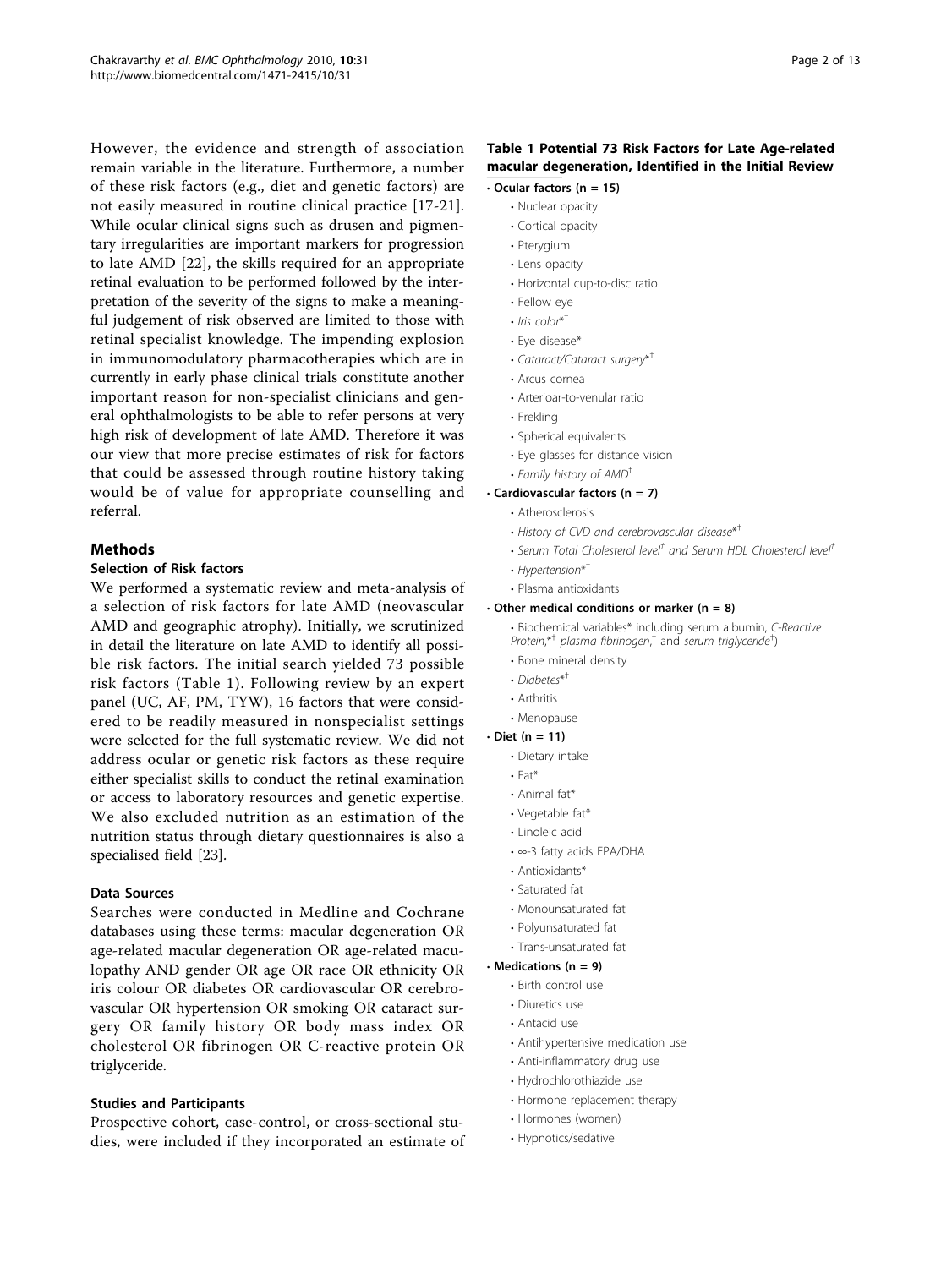However, the evidence and strength of association remain variable in the literature. Furthermore, a number of these risk factors (e.g., diet and genetic factors) are not easily measured in routine clinical practice [17-21]. While ocular clinical signs such as drusen and pigmentary irregularities are important markers for progression to late AMD [22], the skills required for an appropriate retinal evaluation to be performed followed by the interpretation of the severity of the signs to make a meaningful judgement of risk observed are limited to those with retinal specialist knowledge. The impending explosion in immunomodulatory pharmacotherapies which are in currently in early phase clinical trials constitute another important reason for non-specialist clinicians and general ophthalmologists to be able to refer persons at very high risk of development of late AMD. Therefore it was our view that more precise estimates of risk for factors that could be assessed through routine history taking would be of value for appropriate counselling and referral.

## Methods

### Selection of Risk factors

We performed a systematic review and meta-analysis of a selection of risk factors for late AMD (neovascular AMD and geographic atrophy). Initially, we scrutinized in detail the literature on late AMD to identify all possible risk factors. The initial search yielded 73 possible risk factors (Table 1). Following review by an expert panel (UC, AF, PM, TYW), 16 factors that were considered to be readily measured in nonspecialist settings were selected for the full systematic review. We did not address ocular or genetic risk factors as these require either specialist skills to conduct the retinal examination or access to laboratory resources and genetic expertise. We also excluded nutrition as an estimation of the nutrition status through dietary questionnaires is also a specialised field [23].

### Data Sources

Searches were conducted in Medline and Cochrane databases using these terms: macular degeneration OR age-related macular degeneration OR age-related maculopathy AND gender OR age OR race OR ethnicity OR iris colour OR diabetes OR cardiovascular OR cerebrovascular OR hypertension OR smoking OR cataract surgery OR family history OR body mass index OR cholesterol OR fibrinogen OR C-reactive protein OR triglyceride.

### Studies and Participants

Prospective cohort, case-control, or cross-sectional studies, were included if they incorporated an estimate of

**Table 1 Potential 73 Risk Factors for Late Age-related macular degeneration, Identified in the Initial Review**

- **Ocular factors (n = 15)**
  - Nuclear opacity
  - Cortical opacity
  - Pterygium
  - Lens opacity
  - Horizontal cup-to-disc ratio
  - Fellow eye
  - *Iris color*\*†
  - Eye disease\*
  - *Cataract/Cataract surgery*\*†
  - Arcus cornea
  - Arterioar-to-venular ratio
  - Frekling
  - Spherical equivalents
  - Eye glasses for distance vision
  - *Family history of AMD*†
- **Cardiovascular factors (n = 7)**
  - Atherosclerosis
  - *History of CVD and cerebrovascular disease*\*†
  - *Serum Total Cholesterol level*† and *Serum HDL Cholesterol level*†
  - *Hypertension*\*†
  - Plasma antioxidants
- **Other medical conditions or marker (n = 8)**
  - Biochemical variables\* including serum albumin, *C-Reactive Protein*,\*† *plasma fibrinogen*,† and *serum triglyceride*†)
  - Bone mineral density
  - *Diabetes*\*†
  - Arthritis
  - Menopause
- **Diet (n = 11)**
  - Dietary intake
  - Fat\*
  - Animal fat\*
  - Vegetable fat\*
  - Linoleic acid
  - ∞-3 fatty acids EPA/DHA
  - Antioxidants\*
  - Saturated fat
  - Monounsaturated fat
  - Polyunsaturated fat
  - Trans-unsaturated fat
- **Medications (n = 9)**
  - Birth control use
  - Diuretics use
  - Antacid use
  - Antihypertensive medication use
  - Anti-inflammatory drug use
  - Hydrochlorothiazide use
  - Hormone replacement therapy
  - Hormones (women)
  - Hypnotics/sedative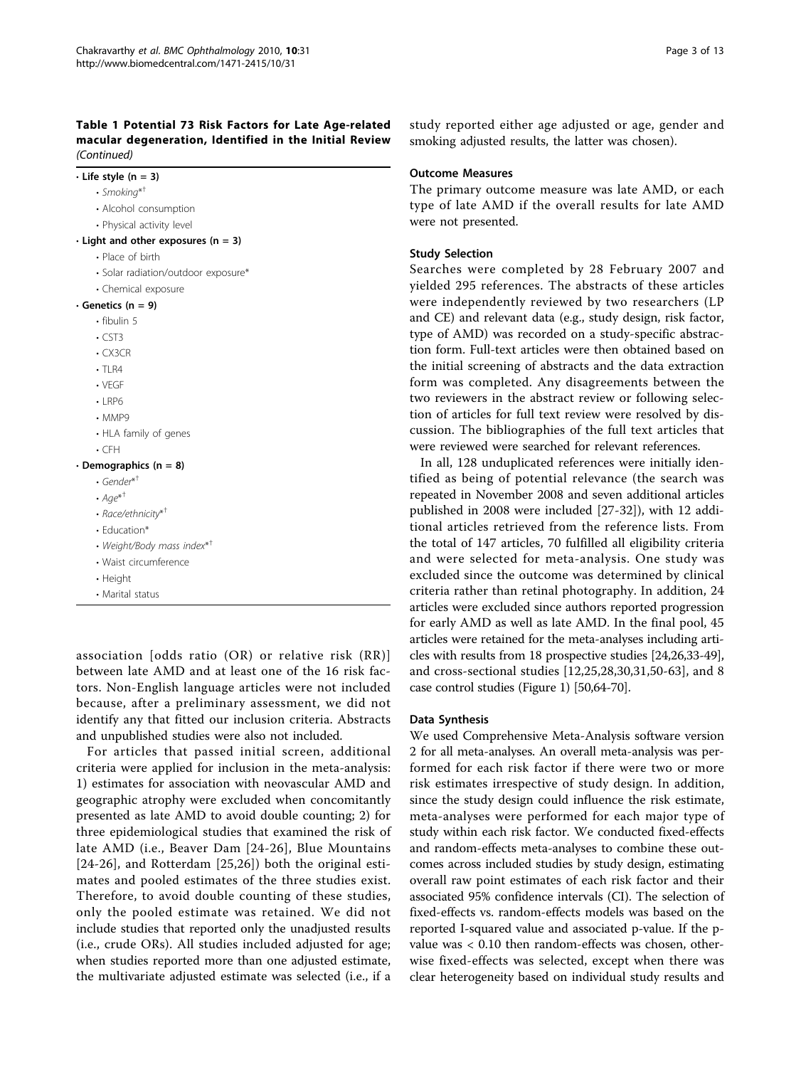**Table 1 Potential 73 Risk Factors for Late Age-related macular degeneration, Identified in the Initial Review** *(Continued)*

- Life style (n = 3)
  - *Smoking*\*†
  - Alcohol consumption
  - Physical activity level
- Light and other exposures (n = 3)
  - Place of birth
  - Solar radiation/outdoor exposure*
  - Chemical exposure
- Genetics (n = 9)
  - fibulin 5
  - CST3
  - CX3CR
  - TLR4
  - VEGF
  - LRP6
  - MMP9
  - HLA family of genes
  - CFH
- Demographics (n = 8)
  - *Gender*\*†
  - *Age*\*†
  - *Race/ethnicity*\*†
  - Education*
  - *Weight/Body mass index*\*†
  - Waist circumference
  - Height
  - Marital status

association [odds ratio (OR) or relative risk (RR)] between late AMD and at least one of the 16 risk factors. Non-English language articles were not included because, after a preliminary assessment, we did not identify any that fitted our inclusion criteria. Abstracts and unpublished studies were also not included.

For articles that passed initial screen, additional criteria were applied for inclusion in the meta-analysis: 1) estimates for association with neovascular AMD and geographic atrophy were excluded when concomitantly presented as late AMD to avoid double counting; 2) for three epidemiological studies that examined the risk of late AMD (i.e., Beaver Dam [24-26], Blue Mountains [24-26], and Rotterdam [25,26]) both the original estimates and pooled estimates of the three studies exist. Therefore, to avoid double counting of these studies, only the pooled estimate was retained. We did not include studies that reported only the unadjusted results (i.e., crude ORs). All studies included adjusted for age; when studies reported more than one adjusted estimate, the multivariate adjusted estimate was selected (i.e., if a study reported either age adjusted or age, gender and smoking adjusted results, the latter was chosen).

### Outcome Measures

The primary outcome measure was late AMD, or each type of late AMD if the overall results for late AMD were not presented.

### Study Selection

Searches were completed by 28 February 2007 and yielded 295 references. The abstracts of these articles were independently reviewed by two researchers (LP and CE) and relevant data (e.g., study design, risk factor, type of AMD) was recorded on a study-specific abstraction form. Full-text articles were then obtained based on the initial screening of abstracts and the data extraction form was completed. Any disagreements between the two reviewers in the abstract review or following selection of articles for full text review were resolved by discussion. The bibliographies of the full text articles that were reviewed were searched for relevant references.

In all, 128 unduplicated references were initially identified as being of potential relevance (the search was repeated in November 2008 and seven additional articles published in 2008 were included [27-32]), with 12 additional articles retrieved from the reference lists. From the total of 147 articles, 70 fulfilled all eligibility criteria and were selected for meta-analysis. One study was excluded since the outcome was determined by clinical criteria rather than retinal photography. In addition, 24 articles were excluded since authors reported progression for early AMD as well as late AMD. In the final pool, 45 articles were retained for the meta-analyses including articles with results from 18 prospective studies [24,26,33-49], and cross-sectional studies [12,25,28,30,31,50-63], and 8 case control studies (Figure 1) [50,64-70].

### Data Synthesis

We used Comprehensive Meta-Analysis software version 2 for all meta-analyses. An overall meta-analysis was performed for each risk factor if there were two or more risk estimates irrespective of study design. In addition, since the study design could influence the risk estimate, meta-analyses were performed for each major type of study within each risk factor. We conducted fixed-effects and random-effects meta-analyses to combine these outcomes across included studies by study design, estimating overall raw point estimates of each risk factor and their associated 95% confidence intervals (CI). The selection of fixed-effects vs. random-effects models was based on the reported I-squared value and associated p-value. If the p-value was < 0.10 then random-effects was chosen, otherwise fixed-effects was selected, except when there was clear heterogeneity based on individual study results and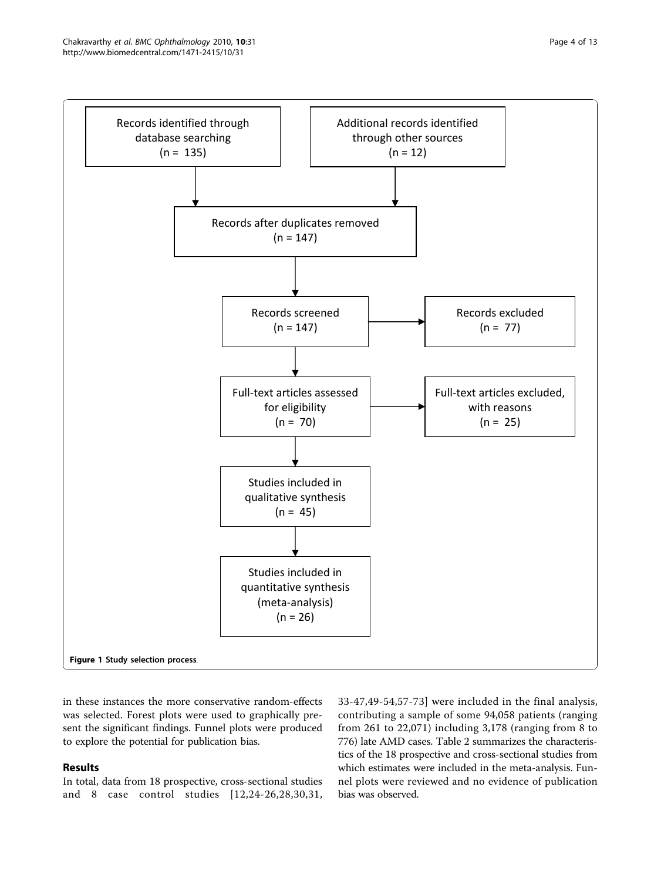Records identified through database searching (n = 135)

Additional records identified through other sources (n = 12)

Records after duplicates removed (n = 147)

Records screened (n = 147)

Records excluded (n = 77)

Full-text articles assessed for eligibility (n = 70)

Full-text articles excluded, with reasons (n = 25)

Studies included in qualitative synthesis (n = 45)

Studies included in quantitative synthesis (meta-analysis) (n = 26)

**Figure 1 Study selection process**.

in these instances the more conservative random-effects was selected. Forest plots were used to graphically present the significant findings. Funnel plots were produced to explore the potential for publication bias.

## Results

In total, data from 18 prospective, cross-sectional studies and 8 case control studies [12,24-26,28,30,31, 33-47,49-54,57-73] were included in the final analysis, contributing a sample of some 94,058 patients (ranging from 261 to 22,071) including 3,178 (ranging from 8 to 776) late AMD cases. Table 2 summarizes the characteristics of the 18 prospective and cross-sectional studies from which estimates were included in the meta-analysis. Funnel plots were reviewed and no evidence of publication bias was observed.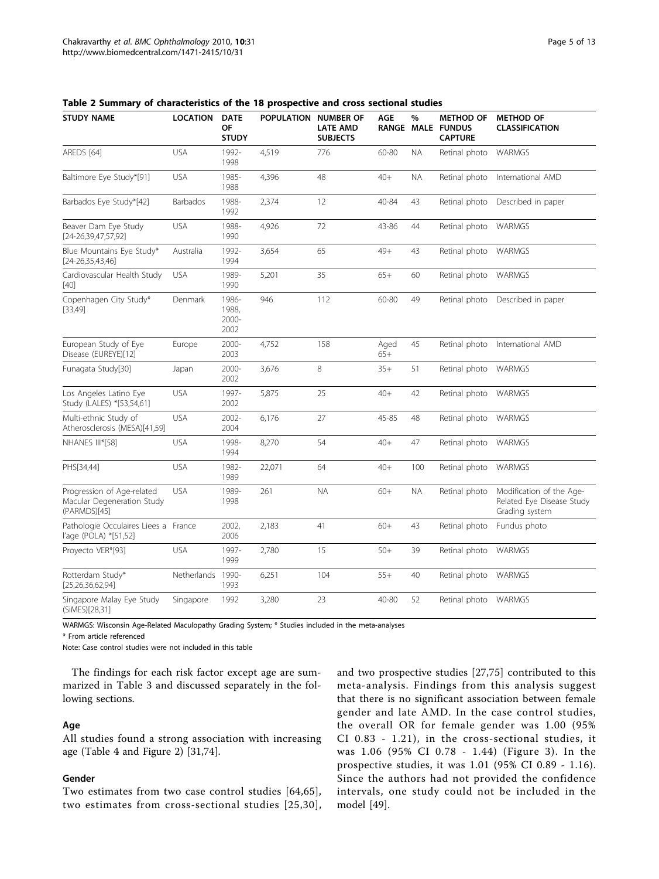**Table 2 Summary of characteristics of the 18 prospective and cross sectional studies**

| STUDY NAME | LOCATION | DATE OF STUDY | POPULATION | NUMBER OF LATE AMD SUBJECTS | AGE RANGE | % MALE | METHOD OF FUNDUS CAPTURE | METHOD OF CLASSIFICATION |
|---|---|---|---|---|---|---|---|---|
| AREDS [64] | USA | 1992-1998 | 4,519 | 776 | 60-80 | NA | Retinal photo | WARMGS |
| Baltimore Eye Study*[91] | USA | 1985-1988 | 4,396 | 48 | 40+ | NA | Retinal photo | International AMD |
| Barbados Eye Study*[42] | Barbados | 1988-1992 | 2,374 | 12 | 40-84 | 43 | Retinal photo | Described in paper |
| Beaver Dam Eye Study [24-26,39,47,57,92] | USA | 1988-1990 | 4,926 | 72 | 43-86 | 44 | Retinal photo | WARMGS |
| Blue Mountains Eye Study* [24-26,35,43,46] | Australia | 1992-1994 | 3,654 | 65 | 49+ | 43 | Retinal photo | WARMGS |
| Cardiovascular Health Study [40] | USA | 1989-1990 | 5,201 | 35 | 65+ | 60 | Retinal photo | WARMGS |
| Copenhagen City Study* [33,49] | Denmark | 1986-1988, 2000-2002 | 946 | 112 | 60-80 | 49 | Retinal photo | Described in paper |
| European Study of Eye Disease (EUREYE)[12] | Europe | 2000-2003 | 4,752 | 158 | Aged 65+ | 45 | Retinal photo | International AMD |
| Funagata Study[30] | Japan | 2000-2002 | 3,676 | 8 | 35+ | 51 | Retinal photo | WARMGS |
| Los Angeles Latino Eye Study (LALES) *[53,54,61] | USA | 1997-2002 | 5,875 | 25 | 40+ | 42 | Retinal photo | WARMGS |
| Multi-ethnic Study of Atherosclerosis (MESA)[41,59] | USA | 2002-2004 | 6,176 | 27 | 45-85 | 48 | Retinal photo | WARMGS |
| NHANES III*[58] | USA | 1998-1994 | 8,270 | 54 | 40+ | 47 | Retinal photo | WARMGS |
| PHS[34,44] | USA | 1982-1989 | 22,071 | 64 | 40+ | 100 | Retinal photo | WARMGS |
| Progression of Age-related Macular Degeneration Study (PARMDS)[45] | USA | 1989-1998 | 261 | NA | 60+ | NA | Retinal photo | Modification of the Age-Related Eye Disease Study Grading system |
| Pathologie Occulaires Liees a l'age (POLA) *[51,52] | France | 2002, 2006 | 2,183 | 41 | 60+ | 43 | Retinal photo | Fundus photo |
| Proyecto VER*[93] | USA | 1997-1999 | 2,780 | 15 | 50+ | 39 | Retinal photo | WARMGS |
| Rotterdam Study* [25,26,36,62,94] | Netherlands | 1990-1993 | 6,251 | 104 | 55+ | 40 | Retinal photo | WARMGS |
| Singapore Malay Eye Study (SiMES)[28,31] | Singapore | 1992 | 3,280 | 23 | 40-80 | 52 | Retinal photo | WARMGS |

WARMGS: Wisconsin Age-Related Maculopathy Grading System; * Studies included in the meta-analyses

* From article referenced

Note: Case control studies were not included in this table

The findings for each risk factor except age are summarized in Table 3 and discussed separately in the following sections.

## Age

All studies found a strong association with increasing age (Table 4 and Figure 2) [31,74].

## Gender

Two estimates from two case control studies [64,65], two estimates from cross-sectional studies [25,30], and two prospective studies [27,75] contributed to this meta-analysis. Findings from this analysis suggest that there is no significant association between female gender and late AMD. In the case control studies, the overall OR for female gender was 1.00 (95% CI 0.83 - 1.21), in the cross-sectional studies, it was 1.06 (95% CI 0.78 - 1.44) (Figure 3). In the prospective studies, it was 1.01 (95% CI 0.89 - 1.16). Since the authors had not provided the confidence intervals, one study could not be included in the model [49].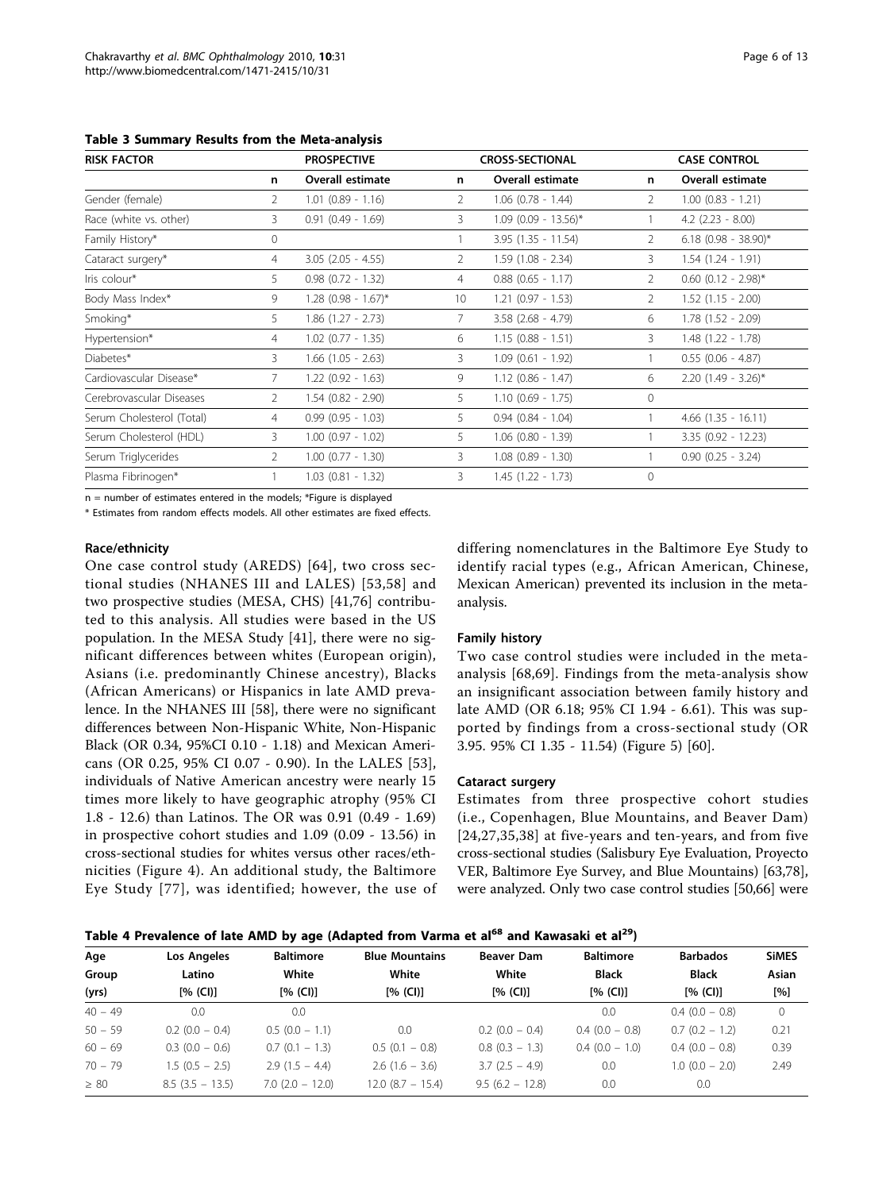**Table 3 Summary Results from the Meta-analysis**

| RISK FACTOR | PROSPECTIVE | | CROSS-SECTIONAL | | CASE CONTROL | |
|---|---|---|---|---|---|---|
| | n | Overall estimate | n | Overall estimate | n | Overall estimate |
| Gender (female) | 2 | 1.01 (0.89 - 1.16) | 2 | 1.06 (0.78 - 1.44) | 2 | 1.00 (0.83 - 1.21) |
| Race (white vs. other) | 3 | 0.91 (0.49 - 1.69) | 3 | 1.09 (0.09 - 13.56)* | 1 | 4.2 (2.23 - 8.00) |
| Family History* | 0 | | 1 | 3.95 (1.35 - 11.54) | 2 | 6.18 (0.98 - 38.90)* |
| Cataract surgery* | 4 | 3.05 (2.05 - 4.55) | 2 | 1.59 (1.08 - 2.34) | 3 | 1.54 (1.24 - 1.91) |
| Iris colour* | 5 | 0.98 (0.72 - 1.32) | 4 | 0.88 (0.65 - 1.17) | 2 | 0.60 (0.12 - 2.98)* |
| Body Mass Index* | 9 | 1.28 (0.98 - 1.67)* | 10 | 1.21 (0.97 - 1.53) | 2 | 1.52 (1.15 - 2.00) |
| Smoking* | 5 | 1.86 (1.27 - 2.73) | 7 | 3.58 (2.68 - 4.79) | 6 | 1.78 (1.52 - 2.09) |
| Hypertension* | 4 | 1.02 (0.77 - 1.35) | 6 | 1.15 (0.88 - 1.51) | 3 | 1.48 (1.22 - 1.78) |
| Diabetes* | 3 | 1.66 (1.05 - 2.63) | 3 | 1.09 (0.61 - 1.92) | 1 | 0.55 (0.06 - 4.87) |
| Cardiovascular Disease* | 7 | 1.22 (0.92 - 1.63) | 9 | 1.12 (0.86 - 1.47) | 6 | 2.20 (1.49 - 3.26)* |
| Cerebrovascular Diseases | 2 | 1.54 (0.82 - 2.90) | 5 | 1.10 (0.69 - 1.75) | 0 | |
| Serum Cholesterol (Total) | 4 | 0.99 (0.95 - 1.03) | 5 | 0.94 (0.84 - 1.04) | 1 | 4.66 (1.35 - 16.11) |
| Serum Cholesterol (HDL) | 3 | 1.00 (0.97 - 1.02) | 5 | 1.06 (0.80 - 1.39) | 1 | 3.35 (0.92 - 12.23) |
| Serum Triglycerides | 2 | 1.00 (0.77 - 1.30) | 3 | 1.08 (0.89 - 1.30) | 1 | 0.90 (0.25 - 3.24) |
| Plasma Fibrinogen* | 1 | 1.03 (0.81 - 1.32) | 3 | 1.45 (1.22 - 1.73) | 0 | |

n = number of estimates entered in the models; *Figure is displayed

\* Estimates from random effects models. All other estimates are fixed effects.

#### Race/ethnicity

One case control study (AREDS) [64], two cross sectional studies (NHANES III and LALES) [53,58] and two prospective studies (MESA, CHS) [41,76] contributed to this analysis. All studies were based in the US population. In the MESA Study [41], there were no significant differences between whites (European origin), Asians (i.e. predominantly Chinese ancestry), Blacks (African Americans) or Hispanics in late AMD prevalence. In the NHANES III [58], there were no significant differences between Non-Hispanic White, Non-Hispanic Black (OR 0.34, 95%CI 0.10 - 1.18) and Mexican Americans (OR 0.25, 95% CI 0.07 - 0.90). In the LALES [53], individuals of Native American ancestry were nearly 15 times more likely to have geographic atrophy (95% CI 1.8 - 12.6) than Latinos. The OR was 0.91 (0.49 - 1.69) in prospective cohort studies and 1.09 (0.09 - 13.56) in cross-sectional studies for whites versus other races/ethnicities (Figure 4). An additional study, the Baltimore Eye Study [77], was identified; however, the use of differing nomenclatures in the Baltimore Eye Study to identify racial types (e.g., African American, Chinese, Mexican American) prevented its inclusion in the meta-analysis.

#### Family history

Two case control studies were included in the meta-analysis [68,69]. Findings from the meta-analysis show an insignificant association between family history and late AMD (OR 6.18; 95% CI 1.94 - 6.61). This was supported by findings from a cross-sectional study (OR 3.95. 95% CI 1.35 - 11.54) (Figure 5) [60].

#### Cataract surgery

Estimates from three prospective cohort studies (i.e., Copenhagen, Blue Mountains, and Beaver Dam) [24,27,35,38] at five-years and ten-years, and from five cross-sectional studies (Salisbury Eye Evaluation, Proyecto VER, Baltimore Eye Survey, and Blue Mountains) [63,78], were analyzed. Only two case control studies [50,66] were

**Table 4 Prevalence of late AMD by age (Adapted from Varma et al[68] and Kawasaki et al[29])**

| Age Group (yrs) | Los Angeles Latino [% (CI)] | Baltimore White [% (CI)] | Blue Mountains White [% (CI)] | Beaver Dam White [% (CI)] | Baltimore Black [% (CI)] | Barbados Black [% (CI)] | SiMES Asian [%] |
|---|---|---|---|---|---|---|---|
| 40 – 49 | 0.0 | 0.0 | | | 0.0 | 0.4 (0.0 – 0.8) | 0 |
| 50 – 59 | 0.2 (0.0 – 0.4) | 0.5 (0.0 – 1.1) | 0.0 | 0.2 (0.0 – 0.4) | 0.4 (0.0 – 0.8) | 0.7 (0.2 – 1.2) | 0.21 |
| 60 – 69 | 0.3 (0.0 – 0.6) | 0.7 (0.1 – 1.3) | 0.5 (0.1 – 0.8) | 0.8 (0.3 – 1.3) | 0.4 (0.0 – 1.0) | 0.4 (0.0 – 0.8) | 0.39 |
| 70 – 79 | 1.5 (0.5 – 2.5) | 2.9 (1.5 – 4.4) | 2.6 (1.6 – 3.6) | 3.7 (2.5 – 4.9) | 0.0 | 1.0 (0.0 – 2.0) | 2.49 |
| ≥ 80 | 8.5 (3.5 – 13.5) | 7.0 (2.0 – 12.0) | 12.0 (8.7 – 15.4) | 9.5 (6.2 – 12.8) | 0.0 | 0.0 | |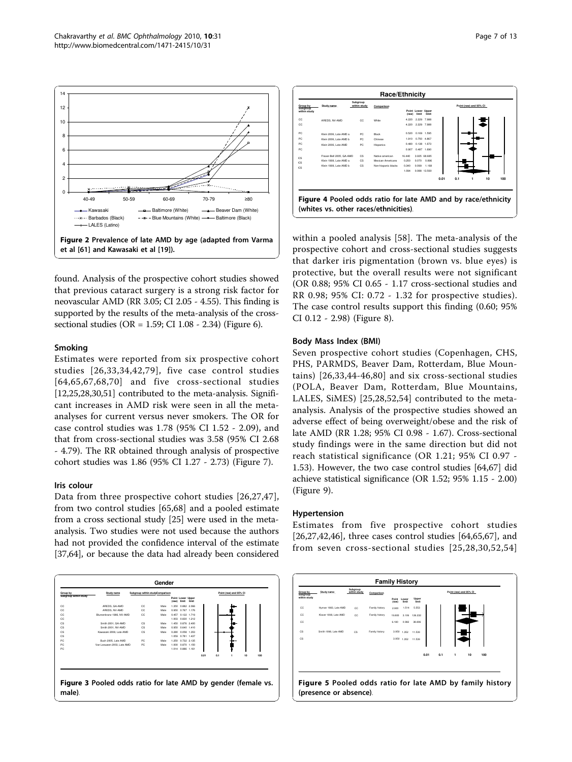Figure 2 Prevalence of late AMD by age (adapted from Varma et al [61] and Kawasaki et al [19]).

found. Analysis of the prospective cohort studies showed that previous cataract surgery is a strong risk factor for neovascular AMD (RR 3.05; CI 2.05 - 4.55). This finding is supported by the results of the meta-analysis of the cross-sectional studies (OR = 1.59; CI 1.08 - 2.34) (Figure 6).

### Smoking

Estimates were reported from six prospective cohort studies [26,33,34,42,79], five case control studies [64,65,67,68,70] and five cross-sectional studies [12,25,28,30,51] contributed to the meta-analysis. Significant increases in AMD risk were seen in all the meta-analyses for current versus never smokers. The OR for case control studies was 1.78 (95% CI 1.52 - 2.09), and that from cross-sectional studies was 3.58 (95% CI 2.68 - 4.79). The RR obtained through analysis of prospective cohort studies was 1.86 (95% CI 1.27 - 2.73) (Figure 7).

### Iris colour

Data from three prospective cohort studies [26,27,47], from two control studies [65,68] and a pooled estimate from a cross sectional study [25] were used in the meta-analysis. Two studies were not used because the authors had not provided the confidence interval of the estimate [37,64], or because the data had already been considered within a pooled analysis [58]. The meta-analysis of the prospective cohort and cross-sectional studies suggests that darker iris pigmentation (brown vs. blue eyes) is protective, but the overall results were not significant (OR 0.88; 95% CI 0.65 - 1.17 cross-sectional studies and RR 0.98; 95% CI: 0.72 - 1.32 for prospective studies). The case control results support this finding (0.60; 95% CI 0.12 - 2.98) (Figure 8).

Figure 3 Pooled odds ratio for late AMD by gender (female vs. male).

Figure 4 Pooled odds ratio for late AMD and by race/ethnicity (whites vs. other races/ethnicities).

### Body Mass Index (BMI)

Seven prospective cohort studies (Copenhagen, CHS, PHS, PARMDS, Beaver Dam, Rotterdam, Blue Mountains) [26,33,44-46,80] and six cross-sectional studies (POLA, Beaver Dam, Rotterdam, Blue Mountains, LALES, SiMES) [25,28,52,54] contributed to the meta-analysis. Analysis of the prospective studies showed an adverse effect of being overweight/obese and the risk of late AMD (RR 1.28; 95% CI 0.98 - 1.67). Cross-sectional study findings were in the same direction but did not reach statistical significance (OR 1.21; 95% CI 0.97 - 1.53). However, the two case control studies [64,67] did achieve statistical significance (OR 1.52; 95% 1.15 - 2.00) (Figure 9).

### Hypertension

Estimates from five prospective cohort studies [26,27,42,46], three cases control studies [64,65,67], and from seven cross-sectional studies [25,28,30,52,54]

Figure 5 Pooled odds ratio for late AMD by family history (presence or absence).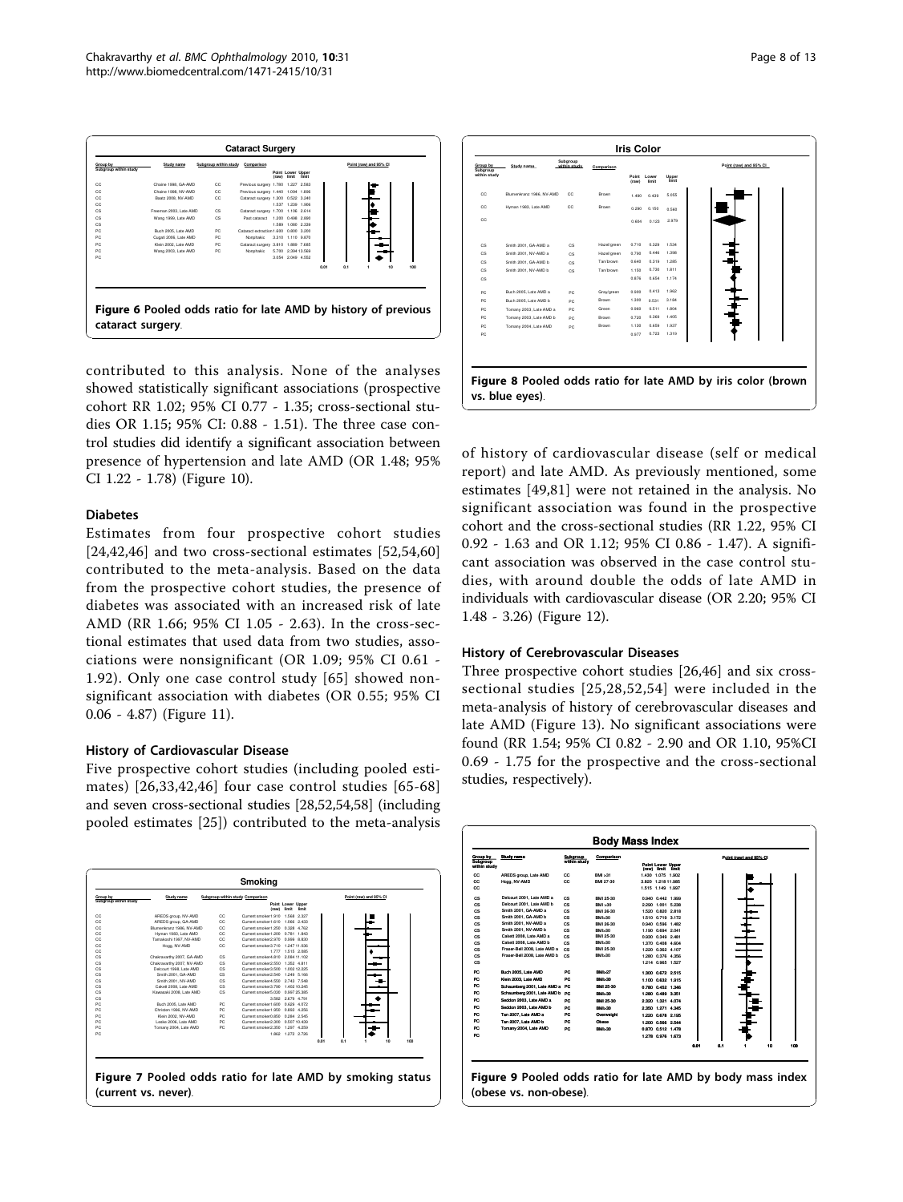**Figure 6 Pooled odds ratio for late AMD by history of previous cataract surgery**.

contributed to this analysis. None of the analyses showed statistically significant associations (prospective cohort RR 1.02; 95% CI 0.77 - 1.35; cross-sectional studies OR 1.15; 95% CI: 0.88 - 1.51). The three case control studies did identify a significant association between presence of hypertension and late AMD (OR 1.48; 95% CI 1.22 - 1.78) (Figure 10).

### Diabetes

Estimates from four prospective cohort studies [24,42,46] and two cross-sectional estimates [52,54,60] contributed to the meta-analysis. Based on the data from the prospective cohort studies, the presence of diabetes was associated with an increased risk of late AMD (RR 1.66; 95% CI 1.05 - 2.63). In the cross-sectional estimates that used data from two studies, associations were nonsignificant (OR 1.09; 95% CI 0.61 - 1.92). Only one case control study [65] showed nonsignificant association with diabetes (OR 0.55; 95% CI 0.06 - 4.87) (Figure 11).

### History of Cardiovascular Disease

Five prospective cohort studies (including pooled estimates) [26,33,42,46] four case control studies [65-68] and seven cross-sectional studies [28,52,54,58] (including pooled estimates [25]) contributed to the meta-analysis of history of cardiovascular disease (self or medical report) and late AMD. As previously mentioned, some estimates [49,81] were not retained in the analysis. No significant association was found in the prospective cohort and the cross-sectional studies (RR 1.22, 95% CI 0.92 - 1.63 and OR 1.12; 95% CI 0.86 - 1.47). A significant association was observed in the case control studies, with around double the odds of late AMD in individuals with cardiovascular disease (OR 2.20; 95% CI 1.48 - 3.26) (Figure 12).

### History of Cerebrovascular Diseases

Three prospective cohort studies [26,46] and six cross-sectional studies [25,28,52,54] were included in the meta-analysis of history of cerebrovascular diseases and late AMD (Figure 13). No significant associations were found (RR 1.54; 95% CI 0.82 - 2.90 and OR 1.10, 95%CI 0.69 - 1.75 for the prospective and the cross-sectional studies, respectively).

**Figure 7 Pooled odds ratio for late AMD by smoking status (current vs. never)**.

**Figure 8 Pooled odds ratio for late AMD by iris color (brown vs. blue eyes)**.

**Figure 9 Pooled odds ratio for late AMD by body mass index (obese vs. non-obese)**.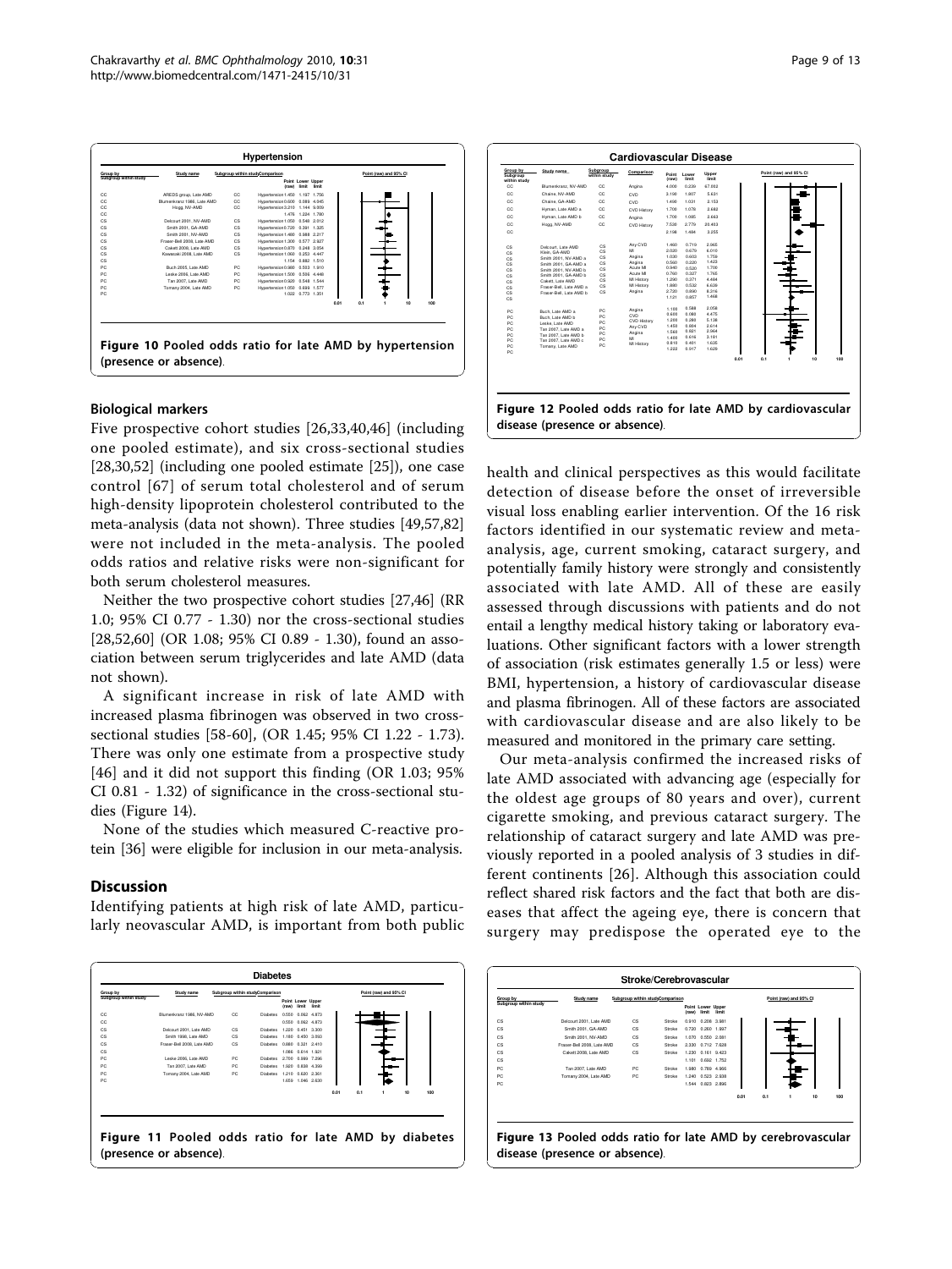**Hypertension**

| Group by Subgroup within study | Study name | Subgroup within study | Comparison | Point (raw) | Lower limit | Upper limit |
|---|---|---|---|---|---|---|
| CC | AREDS group, Late AMD | CC | Hypertension | 1.450 | 1.197 | 1.756 |
| CC | Blumenkranz 1986, Late AMD | CC | Hypertension | 0.600 | 0.089 | 4.045 |
| CC | Hogg, NV-AMD | CC | Hypertension | 2.210 | 1.144 | 3.909 |
| CC | | | | 1.476 | 1.224 | 1.780 |
| CS | Delcourt 2001, NV-AMD | CS | Hypertension | 1.050 | 0.548 | 2.012 |
| CS | Smith 2001, GA-AMD | CS | Hypertension | 0.720 | 0.391 | 1.325 |
| CS | Smith 2001, NV-AMD | CS | Hypertension | 1.480 | 0.988 | 2.217 |
| CS | Fraser-Bell 2008, Late AMD | CS | Hypertension | 1.300 | 0.577 | 2.927 |
| CS | Cakett 2006, Late AMD | CS | Hypertension | 0.870 | 0.248 | 3.054 |
| CS | Kawasaki 2008, Late AMD | CS | Hypertension | 1.060 | 0.253 | 4.447 |
| CS | | | | 1.154 | 0.882 | 1.510 |
| PC | Buch 2005, Late AMD | PC | Hypertension | 0.980 | 0.503 | 1.910 |
| PC | Leske 2006, Late AMD | PC | Hypertension | 1.500 | 0.506 | 4.448 |
| PC | Tan 2007, Late AMD | PC | Hypertension | 0.920 | 0.548 | 1.544 |
| PC | Tomany 2004, Late AMD | PC | Hypertension | 1.050 | 0.699 | 1.577 |
| PC | | | | 1.022 | 0.773 | 1.351 |

**Figure 10 Pooled odds ratio for late AMD by hypertension (presence or absence)**.

**Cardiovascular Disease**

| Group by Subgroup within study | Study name | Subgroup within study | Comparison | Point (raw) | Lower limit | Upper limit |
|---|---|---|---|---|---|---|
| CC | Blumenkranz, NV-AMD | CC | Angina | 4.000 | 0.239 | 67.003 |
| CC | Chaine, NV-AMD | CC | CVD | 3.190 | 1.807 | 5.631 |
| CC | Chaine, GA-AMD | CC | CVD | 1.490 | 1.031 | 2.153 |
| CC | Hyman, Late AMD a | CC | CVD History | 1.700 | 1.078 | 2.682 |
| CC | Hyman, Late AMD b | CC | Angina | 1.700 | 1.085 | 2.663 |
| CC | Hogg, NV-AMD | CC | CVD History | 7.530 | 2.779 | 20.403 |
| CC | | | | 2.198 | 1.484 | 3.255 |
| CS | Delcourt, Late AMD | CS | Any CVD | 1.460 | 0.719 | 2.965 |
| CS | Klein, GA-AMD | CS | MI | 2.020 | 0.679 | 6.010 |
| CS | Smith 2001, NV-AMD a | CS | Angina | 1.030 | 0.603 | 1.759 |
| CS | Smith 2001, GA-AMD a | CS | Angina | 0.560 | 0.220 | 1.423 |
| CS | Smith 2001, NV-AMD b | CS | Acute MI | 0.940 | 0.520 | 1.700 |
| CS | Smith 2001, GA-AMD b | CS | Acute MI | 0.760 | 0.327 | 1.765 |
| CS | Cakett, Late AMD | CS | MI History | 1.290 | 0.371 | 4.484 |
| CS | Fraser-Bell, Late AMD a | CS | MI History | 1.880 | 0.532 | 6.639 |
| CS | Fraser-Bell, Late AMD b | CS | Angina | 2.720 | 0.890 | 8.316 |
| CS | | | | 1.121 | 0.857 | 1.468 |
| PC | Buch, Late AMD a | PC | Angina | 1.100 | 0.588 | 2.058 |
| PC | Buch, Late AMD b | PC | CVD | 0.600 | 0.080 | 4.475 |
| PC | Leske, Late AMD | PC | CVD History | 1.200 | 0.280 | 5.136 |
| PC | Tan 2007, Late AMD a | PC | Any CVD | 1.450 | 0.804 | 2.614 |
| PC | Tan 2007, Late AMD b | PC | Angina | 1.560 | 0.821 | 2.964 |
| PC | Tan 2007, Late AMD c | PC | MI | 1.400 | 0.616 | 3.181 |
| PC | Tomany, Late AMD | PC | MI History | 0.810 | 0.401 | 1.635 |
| PC | | | | 1.222 | 0.917 | 1.629 |

**Figure 12 Pooled odds ratio for late AMD by cardiovascular disease (presence or absence)**.

### Biological markers

Five prospective cohort studies [26,33,40,46] (including one pooled estimate), and six cross-sectional studies [28,30,52] (including one pooled estimate [25]), one case control [67] of serum total cholesterol and of serum high-density lipoprotein cholesterol contributed to the meta-analysis (data not shown). Three studies [49,57,82] were not included in the meta-analysis. The pooled odds ratios and relative risks were non-significant for both serum cholesterol measures.

Neither the two prospective cohort studies [27,46] (RR 1.0; 95% CI 0.77 - 1.30) nor the cross-sectional studies [28,52,60] (OR 1.08; 95% CI 0.89 - 1.30), found an association between serum triglycerides and late AMD (data not shown).

A significant increase in risk of late AMD with increased plasma fibrinogen was observed in two cross-sectional studies [58-60], (OR 1.45; 95% CI 1.22 - 1.73). There was only one estimate from a prospective study [46] and it did not support this finding (OR 1.03; 95% CI 0.81 - 1.32) of significance in the cross-sectional studies (Figure 14).

None of the studies which measured C-reactive protein [36] were eligible for inclusion in our meta-analysis.

## Discussion

Identifying patients at high risk of late AMD, particularly neovascular AMD, is important from both public health and clinical perspectives as this would facilitate detection of disease before the onset of irreversible visual loss enabling earlier intervention. Of the 16 risk factors identified in our systematic review and meta-analysis, age, current smoking, cataract surgery, and potentially family history were strongly and consistently associated with late AMD. All of these are easily assessed through discussions with patients and do not entail a lengthy medical history taking or laboratory evaluations. Other significant factors with a lower strength of association (risk estimates generally 1.5 or less) were BMI, hypertension, a history of cardiovascular disease and plasma fibrinogen. All of these factors are associated with cardiovascular disease and are also likely to be measured and monitored in the primary care setting.

Our meta-analysis confirmed the increased risks of late AMD associated with advancing age (especially for the oldest age groups of 80 years and over), current cigarette smoking, and previous cataract surgery. The relationship of cataract surgery and late AMD was previously reported in a pooled analysis of 3 studies in different continents [26]. Although this association could reflect shared risk factors and the fact that both are diseases that affect the ageing eye, there is concern that surgery may predispose the operated eye to the

**Diabetes**

| Group by Subgroup within study | Study name | Subgroup within study | Comparison | Point (raw) | Lower limit | Upper limit |
|---|---|---|---|---|---|---|
| CC | Blumenkranz 1986, NV-AMD | CC | Diabetes | 0.550 | 0.062 | 4.873 |
| CC | | | | 0.550 | 0.062 | 4.873 |
| CS | Delcourt 2001, Late AMD | CS | Diabetes | 1.220 | 0.451 | 3.300 |
| CS | Smith 1998, Late AMD | CS | Diabetes | 1.180 | 0.450 | 3.093 |
| CS | Fraser-Bell 2008, Late AMD | CS | Diabetes | 0.880 | 0.321 | 2.410 |
| CS | | | | 1.066 | 0.614 | 1.921 |
| PC | Leske 2006, Late AMD | PC | Diabetes | 2.700 | 0.999 | 7.296 |
| PC | Tan 2007, Late AMD | PC | Diabetes | 1.920 | 0.838 | 4.399 |
| PC | Tomany 2004, Late AMD | PC | Diabetes | 1.210 | 0.620 | 2.361 |
| PC | | | | 1.659 | 1.046 | 2.630 |

**Figure 11 Pooled odds ratio for late AMD by diabetes (presence or absence)**.

**Stroke/Cerebrovascular**

| Group by Subgroup within study | Study name | Subgroup within study | Comparison | Point (raw) | Lower limit | Upper limit |
|---|---|---|---|---|---|---|
| CS | Delcourt 2001, Late AMD | CS | Stroke | 0.910 | 0.208 | 3.981 |
| CS | Smith 2001, GA-AMD | CS | Stroke | 0.730 | 0.260 | 1.997 |
| CS | Smith 2001, NV-AMD | CS | Stroke | 1.070 | 0.550 | 2.081 |
| CS | Fraser-Bell 2008, Late AMD | CS | Stroke | 2.330 | 0.712 | 7.628 |
| CS | Cakett 2006, Late AMD | CS | Stroke | 1.230 | 0.161 | 9.423 |
| CS | | | | 1.101 | 0.692 | 1.752 |
| PC | Tan 2007, Late AMD | PC | Stroke | 1.980 | 0.789 | 4.966 |
| PC | Tomany 2004, Late AMD | PC | Stroke | 1.240 | 0.523 | 2.938 |
| PC | | | | 1.544 | 0.823 | 2.896 |

**Figure 13 Pooled odds ratio for late AMD by cerebrovascular disease (presence or absence)**.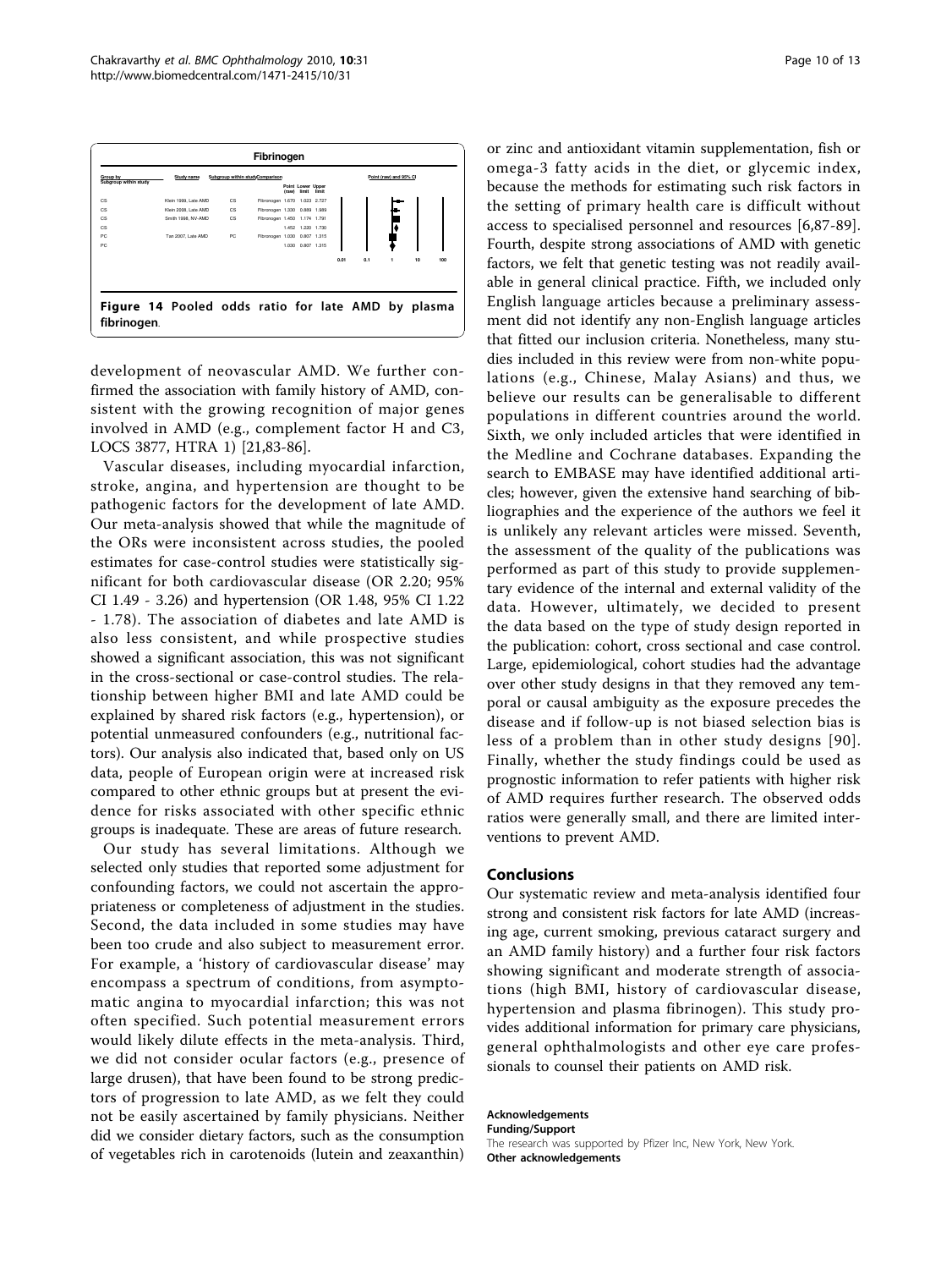Fibrinogen

Group by Subgroup within study | Study name | Subgroup within study | Comparison | Point (raw) | Lower limit | Upper limit | Point (raw) and 95% CI

CS Klein 1999, Late AMD CS Fibrinogen 1.670 1.023 2.727

CS Klein 2008, Late AMD CS Fibrinogen 1.330 0.889 1.989

CS Smith 1998, NV-AMD CS Fibrinogen 1.450 1.174 1.791

CS 1.452 1.220 1.730

PC Tan 2007, Late AMD PC Fibrinogen 1.030 0.807 1.315

PC 1.030 0.807 1.315

0.01 0.1 1 10 100

**Figure 14 Pooled odds ratio for late AMD by plasma fibrinogen**.

development of neovascular AMD. We further confirmed the association with family history of AMD, consistent with the growing recognition of major genes involved in AMD (e.g., complement factor H and C3, LOCS 3877, HTRA 1) [21,83-86].

Vascular diseases, including myocardial infarction, stroke, angina, and hypertension are thought to be pathogenic factors for the development of late AMD. Our meta-analysis showed that while the magnitude of the ORs were inconsistent across studies, the pooled estimates for case-control studies were statistically significant for both cardiovascular disease (OR 2.20; 95% CI 1.49 - 3.26) and hypertension (OR 1.48, 95% CI 1.22 - 1.78). The association of diabetes and late AMD is also less consistent, and while prospective studies showed a significant association, this was not significant in the cross-sectional or case-control studies. The relationship between higher BMI and late AMD could be explained by shared risk factors (e.g., hypertension), or potential unmeasured confounders (e.g., nutritional factors). Our analysis also indicated that, based only on US data, people of European origin were at increased risk compared to other ethnic groups but at present the evidence for risks associated with other specific ethnic groups is inadequate. These are areas of future research.

Our study has several limitations. Although we selected only studies that reported some adjustment for confounding factors, we could not ascertain the appropriateness or completeness of adjustment in the studies. Second, the data included in some studies may have been too crude and also subject to measurement error. For example, a 'history of cardiovascular disease' may encompass a spectrum of conditions, from asymptomatic angina to myocardial infarction; this was not often specified. Such potential measurement errors would likely dilute effects in the meta-analysis. Third, we did not consider ocular factors (e.g., presence of large drusen), that have been found to be strong predictors of progression to late AMD, as we felt they could not be easily ascertained by family physicians. Neither did we consider dietary factors, such as the consumption of vegetables rich in carotenoids (lutein and zeaxanthin) or zinc and antioxidant vitamin supplementation, fish or omega-3 fatty acids in the diet, or glycemic index, because the methods for estimating such risk factors in the setting of primary health care is difficult without access to specialised personnel and resources [6,87-89]. Fourth, despite strong associations of AMD with genetic factors, we felt that genetic testing was not readily available in general clinical practice. Fifth, we included only English language articles because a preliminary assessment did not identify any non-English language articles that fitted our inclusion criteria. Nonetheless, many studies included in this review were from non-white populations (e.g., Chinese, Malay Asians) and thus, we believe our results can be generalisable to different populations in different countries around the world. Sixth, we only included articles that were identified in the Medline and Cochrane databases. Expanding the search to EMBASE may have identified additional articles; however, given the extensive hand searching of bibliographies and the experience of the authors we feel it is unlikely any relevant articles were missed. Seventh, the assessment of the quality of the publications was performed as part of this study to provide supplementary evidence of the internal and external validity of the data. However, ultimately, we decided to present the data based on the type of study design reported in the publication: cohort, cross sectional and case control. Large, epidemiological, cohort studies had the advantage over other study designs in that they removed any temporal or causal ambiguity as the exposure precedes the disease and if follow-up is not biased selection bias is less of a problem than in other study designs [90]. Finally, whether the study findings could be used as prognostic information to refer patients with higher risk of AMD requires further research. The observed odds ratios were generally small, and there are limited interventions to prevent AMD.

## Conclusions

Our systematic review and meta-analysis identified four strong and consistent risk factors for late AMD (increasing age, current smoking, previous cataract surgery and an AMD family history) and a further four risk factors showing significant and moderate strength of associations (high BMI, history of cardiovascular disease, hypertension and plasma fibrinogen). This study provides additional information for primary care physicians, general ophthalmologists and other eye care professionals to counsel their patients on AMD risk.

**Acknowledgements**

**Funding/Support**

The research was supported by Pfizer Inc, New York, New York.

**Other acknowledgements**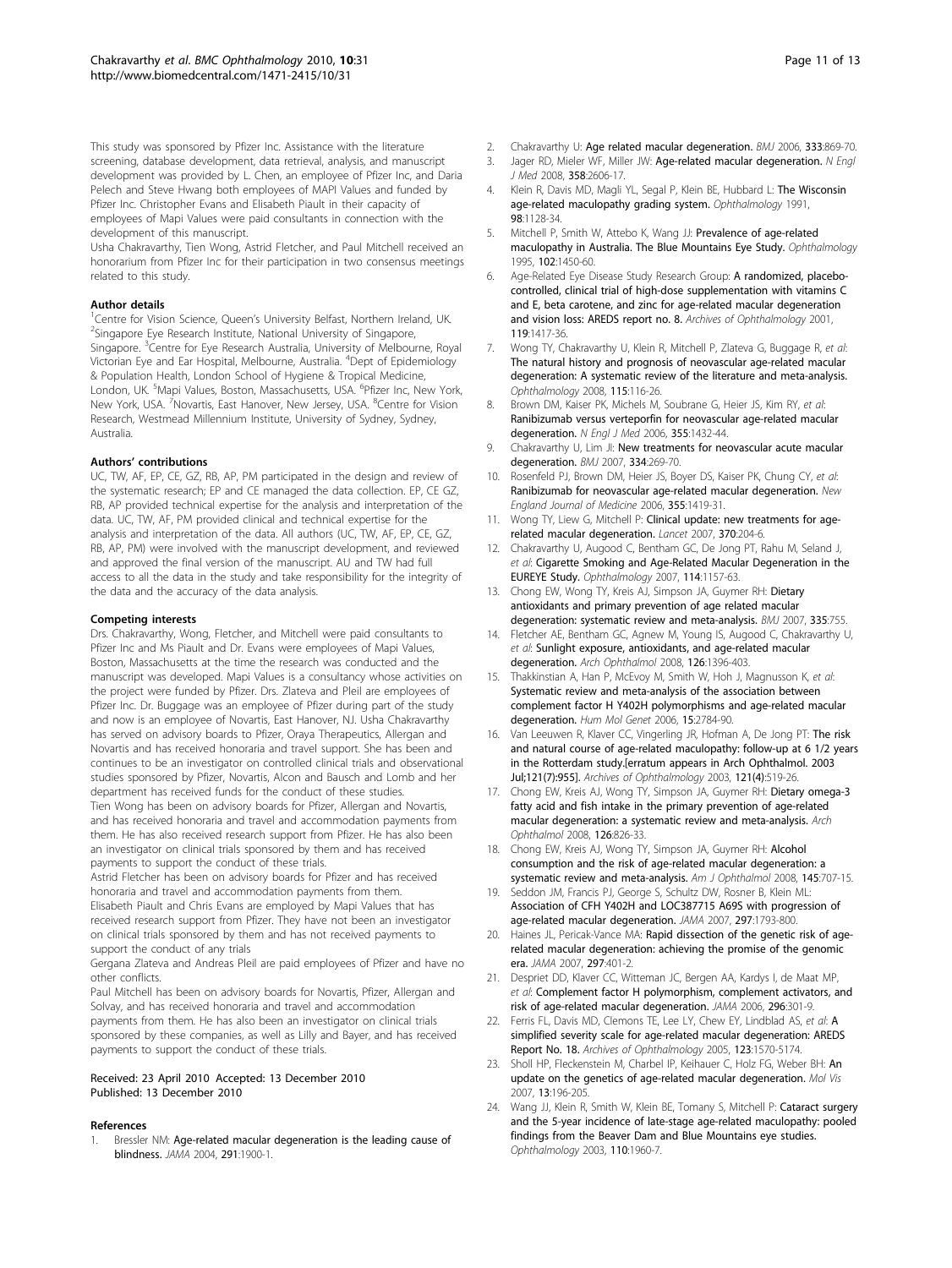This study was sponsored by Pfizer Inc. Assistance with the literature screening, database development, data retrieval, analysis, and manuscript development was provided by L. Chen, an employee of Pfizer Inc, and Daria Pelech and Steve Hwang both employees of MAPI Values and funded by Pfizer Inc. Christopher Evans and Elisabeth Piault in their capacity of employees of Mapi Values were paid consultants in connection with the development of this manuscript.

Usha Chakravarthy, Tien Wong, Astrid Fletcher, and Paul Mitchell received an honorarium from Pfizer Inc for their participation in two consensus meetings related to this study.

#### Author details

[1]Centre for Vision Science, Queen's University Belfast, Northern Ireland, UK. [2]Singapore Eye Research Institute, National University of Singapore, Singapore. [3]Centre for Eye Research Australia, University of Melbourne, Royal Victorian Eye and Ear Hospital, Melbourne, Australia. [4]Dept of Epidemiology & Population Health, London School of Hygiene & Tropical Medicine, London, UK. [5]Mapi Values, Boston, Massachusetts, USA. [6]Pfizer Inc, New York, New York, USA. [7]Novartis, East Hanover, New Jersey, USA. [8]Centre for Vision Research, Westmead Millennium Institute, University of Sydney, Sydney, Australia.

#### Authors' contributions

UC, TW, AF, EP, CE, GZ, RB, AP, PM participated in the design and review of the systematic research; EP and CE managed the data collection. EP, CE GZ, RB, AP provided technical expertise for the analysis and interpretation of the data. UC, TW, AF, PM provided clinical and technical expertise for the analysis and interpretation of the data. All authors (UC, TW, AF, EP, CE, GZ, RB, AP, PM) were involved with the manuscript development, and reviewed and approved the final version of the manuscript. AU and TW had full access to all the data in the study and take responsibility for the integrity of the data and the accuracy of the data analysis.

#### Competing interests

Drs. Chakravarthy, Wong, Fletcher, and Mitchell were paid consultants to Pfizer Inc and Ms Piault and Dr. Evans were employees of Mapi Values, Boston, Massachusetts at the time the research was conducted and the manuscript was developed. Mapi Values is a consultancy whose activities on the project were funded by Pfizer. Drs. Zlateva and Pleil are employees of Pfizer Inc. Dr. Buggage was an employee of Pfizer during part of the study and now is an employee of Novartis, East Hanover, NJ. Usha Chakravarthy has served on advisory boards to Pfizer, Oraya Therapeutics, Allergan and Novartis and has received honoraria and travel support. She has been and continues to be an investigator on controlled clinical trials and observational studies sponsored by Pfizer, Novartis, Alcon and Bausch and Lomb and her department has received funds for the conduct of these studies.

Tien Wong has been on advisory boards for Pfizer, Allergan and Novartis, and has received honoraria and travel and accommodation payments from them. He has also received research support from Pfizer. He has also been an investigator on clinical trials sponsored by them and has received payments to support the conduct of these trials.

Astrid Fletcher has been on advisory boards for Pfizer and has received honoraria and travel and accommodation payments from them.

Elisabeth Piault and Chris Evans are employed by Mapi Values that has received research support from Pfizer. They have not been an investigator on clinical trials sponsored by them and has not received payments to support the conduct of any trials

Gergana Zlateva and Andreas Pleil are paid employees of Pfizer and have no other conflicts.

Paul Mitchell has been on advisory boards for Novartis, Pfizer, Allergan and Solvay, and has received honoraria and travel and accommodation payments from them. He has also been an investigator on clinical trials sponsored by these companies, as well as Lilly and Bayer, and has received payments to support the conduct of these trials.

Received: 23 April 2010 Accepted: 13 December 2010
Published: 13 December 2010

#### References

1. Bressler NM: **Age-related macular degeneration is the leading cause of blindness.** *JAMA* 2004, **291**:1900-1.
2. Chakravarthy U: **Age related macular degeneration.** *BMJ* 2006, **333**:869-70.
3. Jager RD, Mieler WF, Miller JW: **Age-related macular degeneration.** *N Engl J Med* 2008, **358**:2606-17.
4. Klein R, Davis MD, Magli YL, Segal P, Klein BE, Hubbard L: **The Wisconsin age-related maculopathy grading system.** *Ophthalmology* 1991, **98**:1128-34.
5. Mitchell P, Smith W, Attebo K, Wang JJ: **Prevalence of age-related maculopathy in Australia. The Blue Mountains Eye Study.** *Ophthalmology* 1995, **102**:1450-60.
6. Age-Related Eye Disease Study Research Group: **A randomized, placebo-controlled, clinical trial of high-dose supplementation with vitamins C and E, beta carotene, and zinc for age-related macular degeneration and vision loss: AREDS report no. 8.** *Archives of Ophthalmology* 2001, **119**:1417-36.
7. Wong TY, Chakravarthy U, Klein R, Mitchell P, Zlateva G, Buggage R, *et al*: **The natural history and prognosis of neovascular age-related macular degeneration: A systematic review of the literature and meta-analysis.** *Ophthalmology* 2008, **115**:116-26.
8. Brown DM, Kaiser PK, Michels M, Soubrane G, Heier JS, Kim RY, *et al*: **Ranibizumab versus verteporfin for neovascular age-related macular degeneration.** *N Engl J Med* 2006, **355**:1432-44.
9. Chakravarthy U, Lim JI: **New treatments for neovascular acute macular degeneration.** *BMJ* 2007, **334**:269-70.
10. Rosenfeld PJ, Brown DM, Heier JS, Boyer DS, Kaiser PK, Chung CY, *et al*: **Ranibizumab for neovascular age-related macular degeneration.** *New England Journal of Medicine* 2006, **355**:1419-31.
11. Wong TY, Liew G, Mitchell P: **Clinical update: new treatments for age-related macular degeneration.** *Lancet* 2007, **370**:204-6.
12. Chakravarthy U, Augood C, Bentham GC, De Jong PT, Rahu M, Seland J, *et al*: **Cigarette Smoking and Age-Related Macular Degeneration in the EUREYE Study.** *Ophthalmology* 2007, **114**:1157-63.
13. Chong EW, Wong TY, Kreis AJ, Simpson JA, Guymer RH: **Dietary antioxidants and primary prevention of age related macular degeneration: systematic review and meta-analysis.** *BMJ* 2007, **335**:755.
14. Fletcher AE, Bentham GC, Agnew M, Young IS, Augood C, Chakravarthy U, *et al*: **Sunlight exposure, antioxidants, and age-related macular degeneration.** *Arch Ophthalmol* 2008, **126**:1396-403.
15. Thakkinstian A, Han P, McEvoy M, Smith W, Hoh J, Magnusson K, *et al*: **Systematic review and meta-analysis of the association between complement factor H Y402H polymorphisms and age-related macular degeneration.** *Hum Mol Genet* 2006, **15**:2784-90.
16. Van Leeuwen R, Klaver CC, Vingerling JR, Hofman A, De Jong PT: **The risk and natural course of age-related maculopathy: follow-up at 6 1/2 years in the Rotterdam study.[erratum appears in Arch Ophthalmol. 2003 Jul;121(7):955].** *Archives of Ophthalmology* 2003, **121(4)**:519-26.
17. Chong EW, Kreis AJ, Wong TY, Simpson JA, Guymer RH: **Dietary omega-3 fatty acid and fish intake in the primary prevention of age-related macular degeneration: a systematic review and meta-analysis.** *Arch Ophthalmol* 2008, **126**:826-33.
18. Chong EW, Kreis AJ, Wong TY, Simpson JA, Guymer RH: **Alcohol consumption and the risk of age-related macular degeneration: a systematic review and meta-analysis.** *Am J Ophthalmol* 2008, **145**:707-15.
19. Seddon JM, Francis PJ, George S, Schultz DW, Rosner B, Klein ML: **Association of CFH Y402H and LOC387715 A69S with progression of age-related macular degeneration.** *JAMA* 2007, **297**:1793-800.
20. Haines JL, Pericak-Vance MA: **Rapid dissection of the genetic risk of age-related macular degeneration: achieving the promise of the genomic era.** *JAMA* 2007, **297**:401-2.
21. Despriet DD, Klaver CC, Witteman JC, Bergen AA, Kardys I, de Maat MP, *et al*: **Complement factor H polymorphism, complement activators, and risk of age-related macular degeneration.** *JAMA* 2006, **296**:301-9.
22. Ferris FL, Davis MD, Clemons TE, Lee LY, Chew EY, Lindblad AS, *et al*: **A simplified severity scale for age-related macular degeneration: AREDS Report No. 18.** *Archives of Ophthalmology* 2005, **123**:1570-5174.
23. Sholl HP, Fleckenstein M, Charbel IP, Keihauer C, Holz FG, Weber BH: **An update on the genetics of age-related macular degeneration.** *Mol Vis* 2007, **13**:196-205.
24. Wang JJ, Klein R, Smith W, Klein BE, Tomany S, Mitchell P: **Cataract surgery and the 5-year incidence of late-stage age-related maculopathy: pooled findings from the Beaver Dam and Blue Mountains eye studies.** *Ophthalmology* 2003, **110**:1960-7.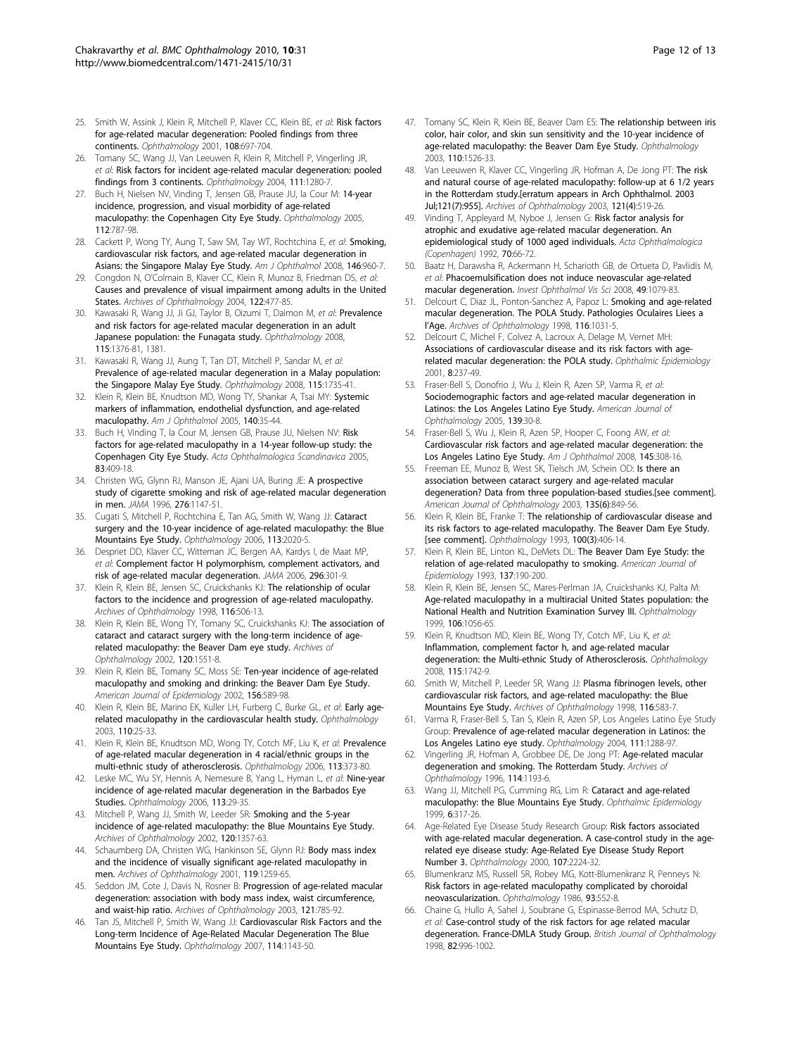25. Smith W, Assink J, Klein R, Mitchell P, Klaver CC, Klein BE, *et al*: **Risk factors for age-related macular degeneration: Pooled findings from three continents.** *Ophthalmology* 2001, **108**:697-704.
26. Tomany SC, Wang JJ, Van Leeuwen R, Klein R, Mitchell P, Vingerling JR, *et al*: **Risk factors for incident age-related macular degeneration: pooled findings from 3 continents.** *Ophthalmology* 2004, **111**:1280-7.
27. Buch H, Nielsen NV, Vinding T, Jensen GB, Prause JU, la Cour M: **14-year incidence, progression, and visual morbidity of age-related maculopathy: the Copenhagen City Eye Study.** *Ophthalmology* 2005, **112**:787-98.
28. Cackett P, Wong TY, Aung T, Saw SM, Tay WT, Rochtchina E, *et al*: **Smoking, cardiovascular risk factors, and age-related macular degeneration in Asians: the Singapore Malay Eye Study.** *Am J Ophthalmol* 2008, **146**:960-7.
29. Congdon N, O'Colmain B, Klaver CC, Klein R, Munoz B, Friedman DS, *et al*: **Causes and prevalence of visual impairment among adults in the United States.** *Archives of Ophthalmology* 2004, **122**:477-85.
30. Kawasaki R, Wang JJ, Ji GJ, Taylor B, Oizumi T, Daimon M, *et al*: **Prevalence and risk factors for age-related macular degeneration in an adult Japanese population: the Funagata study.** *Ophthalmology* 2008, **115**:1376-81, 1381.
31. Kawasaki R, Wang JJ, Aung T, Tan DT, Mitchell P, Sandar M, *et al*: **Prevalence of age-related macular degeneration in a Malay population: the Singapore Malay Eye Study.** *Ophthalmology* 2008, **115**:1735-41.
32. Klein R, Klein BE, Knudtson MD, Wong TY, Shankar A, Tsai MY: **Systemic markers of inflammation, endothelial dysfunction, and age-related maculopathy.** *Am J Ophthalmol* 2005, **140**:35-44.
33. Buch H, Vinding T, la Cour M, Jensen GB, Prause JU, Nielsen NV: **Risk factors for age-related maculopathy in a 14-year follow-up study: the Copenhagen City Eye Study.** *Acta Ophthalmologica Scandinavica* 2005, **83**:409-18.
34. Christen WG, Glynn RJ, Manson JE, Ajani UA, Buring JE: **A prospective study of cigarette smoking and risk of age-related macular degeneration in men.** *JAMA* 1996, **276**:1147-51.
35. Cugati S, Mitchell P, Rochtchina E, Tan AG, Smith W, Wang JJ: **Cataract surgery and the 10-year incidence of age-related maculopathy: the Blue Mountains Eye Study.** *Ophthalmology* 2006, **113**:2020-5.
36. Despriet DD, Klaver CC, Witteman JC, Bergen AA, Kardys I, de Maat MP, *et al*: **Complement factor H polymorphism, complement activators, and risk of age-related macular degeneration.** *JAMA* 2006, **296**:301-9.
37. Klein R, Klein BE, Jensen SC, Cruickshanks KJ: **The relationship of ocular factors to the incidence and progression of age-related maculopathy.** *Archives of Ophthalmology* 1998, **116**:506-13.
38. Klein R, Klein BE, Wong TY, Tomany SC, Cruickshanks KJ: **The association of cataract and cataract surgery with the long-term incidence of age-related maculopathy: the Beaver Dam eye study.** *Archives of Ophthalmology* 2002, **120**:1551-8.
39. Klein R, Klein BE, Tomany SC, Moss SE: **Ten-year incidence of age-related maculopathy and smoking and drinking: the Beaver Dam Eye Study.** *American Journal of Epidemiology* 2002, **156**:589-98.
40. Klein R, Klein BE, Marino EK, Kuller LH, Furberg C, Burke GL, *et al*: **Early age-related maculopathy in the cardiovascular health study.** *Ophthalmology* 2003, **110**:25-33.
41. Klein R, Klein BE, Knudtson MD, Wong TY, Cotch MF, Liu K, *et al*: **Prevalence of age-related macular degeneration in 4 racial/ethnic groups in the multi-ethnic study of atherosclerosis.** *Ophthalmology* 2006, **113**:373-80.
42. Leske MC, Wu SY, Hennis A, Nemesure B, Yang L, Hyman L, *et al*: **Nine-year incidence of age-related macular degeneration in the Barbados Eye Studies.** *Ophthalmology* 2006, **113**:29-35.
43. Mitchell P, Wang JJ, Smith W, Leeder SR: **Smoking and the 5-year incidence of age-related maculopathy: the Blue Mountains Eye Study.** *Archives of Ophthalmology* 2002, **120**:1357-63.
44. Schaumberg DA, Christen WG, Hankinson SE, Glynn RJ: **Body mass index and the incidence of visually significant age-related maculopathy in men.** *Archives of Ophthalmology* 2001, **119**:1259-65.
45. Seddon JM, Cote J, Davis N, Rosner B: **Progression of age-related macular degeneration: association with body mass index, waist circumference, and waist-hip ratio.** *Archives of Ophthalmology* 2003, **121**:785-92.
46. Tan JS, Mitchell P, Smith W, Wang JJ: **Cardiovascular Risk Factors and the Long-term Incidence of Age-Related Macular Degeneration The Blue Mountains Eye Study.** *Ophthalmology* 2007, **114**:1143-50.
47. Tomany SC, Klein R, Klein BE, Beaver Dam ES: **The relationship between iris color, hair color, and skin sun sensitivity and the 10-year incidence of age-related maculopathy: the Beaver Dam Eye Study.** *Ophthalmology* 2003, **110**:1526-33.
48. Van Leeuwen R, Klaver CC, Vingerling JR, Hofman A, De Jong PT: **The risk and natural course of age-related maculopathy: follow-up at 6 1/2 years in the Rotterdam study.[erratum appears in Arch Ophthalmol. 2003 Jul;121(7):955].** *Archives of Ophthalmology* 2003, **121(4)**:519-26.
49. Vinding T, Appleyard M, Nyboe J, Jensen G: **Risk factor analysis for atrophic and exudative age-related macular degeneration. An epidemiological study of 1000 aged individuals.** *Acta Ophthalmologica (Copenhagen)* 1992, **70**:66-72.
50. Baatz H, Darawsha R, Ackermann H, Scharioth GB, de Ortueta D, Pavlidis M, *et al*: **Phacoemulsification does not induce neovascular age-related macular degeneration.** *Invest Ophthalmol Vis Sci* 2008, **49**:1079-83.
51. Delcourt C, Diaz JL, Ponton-Sanchez A, Papoz L: **Smoking and age-related macular degeneration. The POLA Study. Pathologies Oculaires Liees a l'Age.** *Archives of Ophthalmology* 1998, **116**:1031-5.
52. Delcourt C, Michel F, Colvez A, Lacroux A, Delage M, Vernet MH: **Associations of cardiovascular disease and its risk factors with age-related macular degeneration: the POLA study.** *Ophthalmic Epidemiology* 2001, **8**:237-49.
53. Fraser-Bell S, Donofrio J, Wu J, Klein R, Azen SP, Varma R, *et al*: **Sociodemographic factors and age-related macular degeneration in Latinos: the Los Angeles Latino Eye Study.** *American Journal of Ophthalmology* 2005, **139**:30-8.
54. Fraser-Bell S, Wu J, Klein R, Azen SP, Hooper C, Foong AW, *et al*: **Cardiovascular risk factors and age-related macular degeneration: the Los Angeles Latino Eye Study.** *Am J Ophthalmol* 2008, **145**:308-16.
55. Freeman EE, Munoz B, West SK, Tielsch JM, Schein OD: **Is there an association between cataract surgery and age-related macular degeneration? Data from three population-based studies.[see comment].** *American Journal of Ophthalmology* 2003, **135(6)**:849-56.
56. Klein R, Klein BE, Franke T: **The relationship of cardiovascular disease and its risk factors to age-related maculopathy. The Beaver Dam Eye Study. [see comment].** *Ophthalmology* 1993, **100(3)**:406-14.
57. Klein R, Klein BE, Linton KL, DeMets DL: **The Beaver Dam Eye Study: the relation of age-related maculopathy to smoking.** *American Journal of Epidemiology* 1993, **137**:190-200.
58. Klein R, Klein BE, Jensen SC, Mares-Perlman JA, Cruickshanks KJ, Palta M: **Age-related maculopathy in a multiracial United States population: the National Health and Nutrition Examination Survey III.** *Ophthalmology* 1999, **106**:1056-65.
59. Klein R, Knudtson MD, Klein BE, Wong TY, Cotch MF, Liu K, *et al*: **Inflammation, complement factor h, and age-related macular degeneration: the Multi-ethnic Study of Atherosclerosis.** *Ophthalmology* 2008, **115**:1742-9.
60. Smith W, Mitchell P, Leeder SR, Wang JJ: **Plasma fibrinogen levels, other cardiovascular risk factors, and age-related maculopathy: the Blue Mountains Eye Study.** *Archives of Ophthalmology* 1998, **116**:583-7.
61. Varma R, Fraser-Bell S, Tan S, Klein R, Azen SP, Los Angeles Latino Eye Study Group: **Prevalence of age-related macular degeneration in Latinos: the Los Angeles Latino eye study.** *Ophthalmology* 2004, **111**:1288-97.
62. Vingerling JR, Hofman A, Grobbee DE, De Jong PT: **Age-related macular degeneration and smoking. The Rotterdam Study.** *Archives of Ophthalmology* 1996, **114**:1193-6.
63. Wang JJ, Mitchell PG, Cumming RG, Lim R: **Cataract and age-related maculopathy: the Blue Mountains Eye Study.** *Ophthalmic Epidemiology* 1999, **6**:317-26.
64. Age-Related Eye Disease Study Research Group: **Risk factors associated with age-related macular degeneration. A case-control study in the age-related eye disease study: Age-Related Eye Disease Study Report Number 3.** *Ophthalmology* 2000, **107**:2224-32.
65. Blumenkranz MS, Russell SR, Robey MG, Kott-Blumenkranz R, Penneys N: **Risk factors in age-related maculopathy complicated by choroidal neovascularization.** *Ophthalmology* 1986, **93**:552-8.
66. Chaine G, Hullo A, Sahel J, Soubrane G, Espinasse-Berrod MA, Schutz D, *et al*: **Case-control study of the risk factors for age related macular degeneration. France-DMLA Study Group.** *British Journal of Ophthalmology* 1998, **82**:996-1002.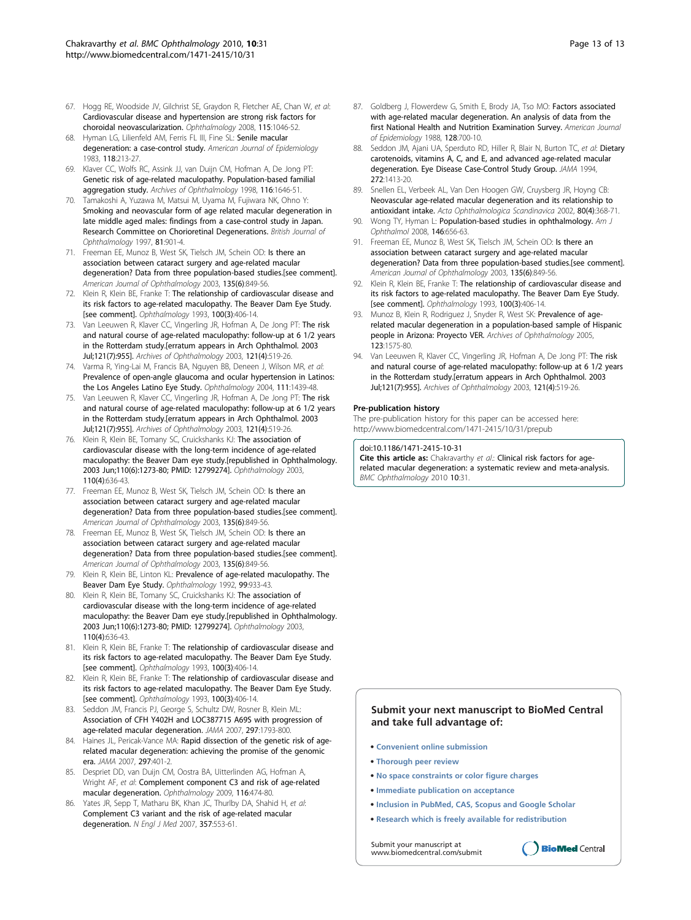67. Hogg RE, Woodside JV, Gilchrist SE, Graydon R, Fletcher AE, Chan W, *et al*: **Cardiovascular disease and hypertension are strong risk factors for choroidal neovascularization.** *Ophthalmology* 2008, **115**:1046-52.
68. Hyman LG, Lilienfeld AM, Ferris FL III, Fine SL: **Senile macular degeneration: a case-control study.** *American Journal of Epidemiology* 1983, **118**:213-27.
69. Klaver CC, Wolfs RC, Assink JJ, van Duijn CM, Hofman A, De Jong PT: **Genetic risk of age-related maculopathy. Population-based familial aggregation study.** *Archives of Ophthalmology* 1998, **116**:1646-51.
70. Tamakoshi A, Yuzawa M, Matsui M, Uyama M, Fujiwara NK, Ohno Y: **Smoking and neovascular form of age related macular degeneration in late middle aged males: findings from a case-control study in Japan. Research Committee on Chorioretinal Degenerations.** *British Journal of Ophthalmology* 1997, **81**:901-4.
71. Freeman EE, Munoz B, West SK, Tielsch JM, Schein OD: **Is there an association between cataract surgery and age-related macular degeneration? Data from three population-based studies.[see comment].** *American Journal of Ophthalmology* 2003, **135(6)**:849-56.
72. Klein R, Klein BE, Franke T: **The relationship of cardiovascular disease and its risk factors to age-related maculopathy. The Beaver Dam Eye Study. [see comment].** *Ophthalmology* 1993, **100(3)**:406-14.
73. Van Leeuwen R, Klaver CC, Vingerling JR, Hofman A, De Jong PT: **The risk and natural course of age-related maculopathy: follow-up at 6 1/2 years in the Rotterdam study.[erratum appears in Arch Ophthalmol. 2003 Jul;121(7):955].** *Archives of Ophthalmology* 2003, **121(4)**:519-26.
74. Varma R, Ying-Lai M, Francis BA, Nguyen BB, Deneen J, Wilson MR, *et al*: **Prevalence of open-angle glaucoma and ocular hypertension in Latinos: the Los Angeles Latino Eye Study.** *Ophthalmology* 2004, **111**:1439-48.
75. Van Leeuwen R, Klaver CC, Vingerling JR, Hofman A, De Jong PT: **The risk and natural course of age-related maculopathy: follow-up at 6 1/2 years in the Rotterdam study.[erratum appears in Arch Ophthalmol. 2003 Jul;121(7):955].** *Archives of Ophthalmology* 2003, **121(4)**:519-26.
76. Klein R, Klein BE, Tomany SC, Cruickshanks KJ: **The association of cardiovascular disease with the long-term incidence of age-related maculopathy: the Beaver Dam eye study.[republished in Ophthalmology. 2003 Jun;110(6):1273-80; PMID: 12799274].** *Ophthalmology* 2003, **110(4)**:636-43.
77. Freeman EE, Munoz B, West SK, Tielsch JM, Schein OD: **Is there an association between cataract surgery and age-related macular degeneration? Data from three population-based studies.[see comment].** *American Journal of Ophthalmology* 2003, **135(6)**:849-56.
78. Freeman EE, Munoz B, West SK, Tielsch JM, Schein OD: **Is there an association between cataract surgery and age-related macular degeneration? Data from three population-based studies.[see comment].** *American Journal of Ophthalmology* 2003, **135(6)**:849-56.
79. Klein R, Klein BE, Linton KL: **Prevalence of age-related maculopathy. The Beaver Dam Eye Study.** *Ophthalmology* 1992, **99**:933-43.
80. Klein R, Klein BE, Tomany SC, Cruickshanks KJ: **The association of cardiovascular disease with the long-term incidence of age-related maculopathy: the Beaver Dam eye study.[republished in Ophthalmology. 2003 Jun;110(6):1273-80; PMID: 12799274].** *Ophthalmology* 2003, **110(4)**:636-43.
81. Klein R, Klein BE, Franke T: **The relationship of cardiovascular disease and its risk factors to age-related maculopathy. The Beaver Dam Eye Study. [see comment].** *Ophthalmology* 1993, **100(3)**:406-14.
82. Klein R, Klein BE, Franke T: **The relationship of cardiovascular disease and its risk factors to age-related maculopathy. The Beaver Dam Eye Study. [see comment].** *Ophthalmology* 1993, **100(3)**:406-14.
83. Seddon JM, Francis PJ, George S, Schultz DW, Rosner B, Klein ML: **Association of CFH Y402H and LOC387715 A69S with progression of age-related macular degeneration.** *JAMA* 2007, **297**:1793-800.
84. Haines JL, Pericak-Vance MA: **Rapid dissection of the genetic risk of age-related macular degeneration: achieving the promise of the genomic era.** *JAMA* 2007, **297**:401-2.
85. Despriet DD, van Duijn CM, Oostra BA, Uitterlinden AG, Hofman A, Wright AF, *et al*: **Complement component C3 and risk of age-related macular degeneration.** *Ophthalmology* 2009, **116**:474-80.
86. Yates JR, Sepp T, Matharu BK, Khan JC, Thurlby DA, Shahid H, *et al*: **Complement C3 variant and the risk of age-related macular degeneration.** *N Engl J Med* 2007, **357**:553-61.
87. Goldberg J, Flowerdew G, Smith E, Brody JA, Tso MO: **Factors associated with age-related macular degeneration. An analysis of data from the first National Health and Nutrition Examination Survey.** *American Journal of Epidemiology* 1988, **128**:700-10.
88. Seddon JM, Ajani UA, Sperduto RD, Hiller R, Blair N, Burton TC, *et al*: **Dietary carotenoids, vitamins A, C, and E, and advanced age-related macular degeneration. Eye Disease Case-Control Study Group.** *JAMA* 1994, **272**:1413-20.
89. Snellen EL, Verbeek AL, Van Den Hoogen GW, Cruysberg JR, Hoyng CB: **Neovascular age-related macular degeneration and its relationship to antioxidant intake.** *Acta Ophthalmologica Scandinavica* 2002, **80(4)**:368-71.
90. Wong TY, Hyman L: **Population-based studies in ophthalmology.** *Am J Ophthalmol* 2008, **146**:656-63.
91. Freeman EE, Munoz B, West SK, Tielsch JM, Schein OD: **Is there an association between cataract surgery and age-related macular degeneration? Data from three population-based studies.[see comment].** *American Journal of Ophthalmology* 2003, **135(6)**:849-56.
92. Klein R, Klein BE, Franke T: **The relationship of cardiovascular disease and its risk factors to age-related maculopathy. The Beaver Dam Eye Study. [see comment].** *Ophthalmology* 1993, **100(3)**:406-14.
93. Munoz B, Klein R, Rodriguez J, Snyder R, West SK: **Prevalence of age-related macular degeneration in a population-based sample of Hispanic people in Arizona: Proyecto VER.** *Archives of Ophthalmology* 2005, **123**:1575-80.
94. Van Leeuwen R, Klaver CC, Vingerling JR, Hofman A, De Jong PT: **The risk and natural course of age-related maculopathy: follow-up at 6 1/2 years in the Rotterdam study.[erratum appears in Arch Ophthalmol. 2003 Jul;121(7):955].** *Archives of Ophthalmology* 2003, **121(4)**:519-26.

## Pre-publication history

The pre-publication history for this paper can be accessed here:
http://www.biomedcentral.com/1471-2415/10/31/prepub

doi:10.1186/1471-2415-10-31
**Cite this article as:** Chakravarthy *et al.*: Clinical risk factors for age-related macular degeneration: a systematic review and meta-analysis. *BMC Ophthalmology* 2010 **10**:31.

**Submit your next manuscript to BioMed Central and take full advantage of:**

- Convenient online submission
- Thorough peer review
- No space constraints or color figure charges
- Immediate publication on acceptance
- Inclusion in PubMed, CAS, Scopus and Google Scholar
- Research which is freely available for redistribution

Submit your manuscript at
www.biomedcentral.com/submit

BioMed Central